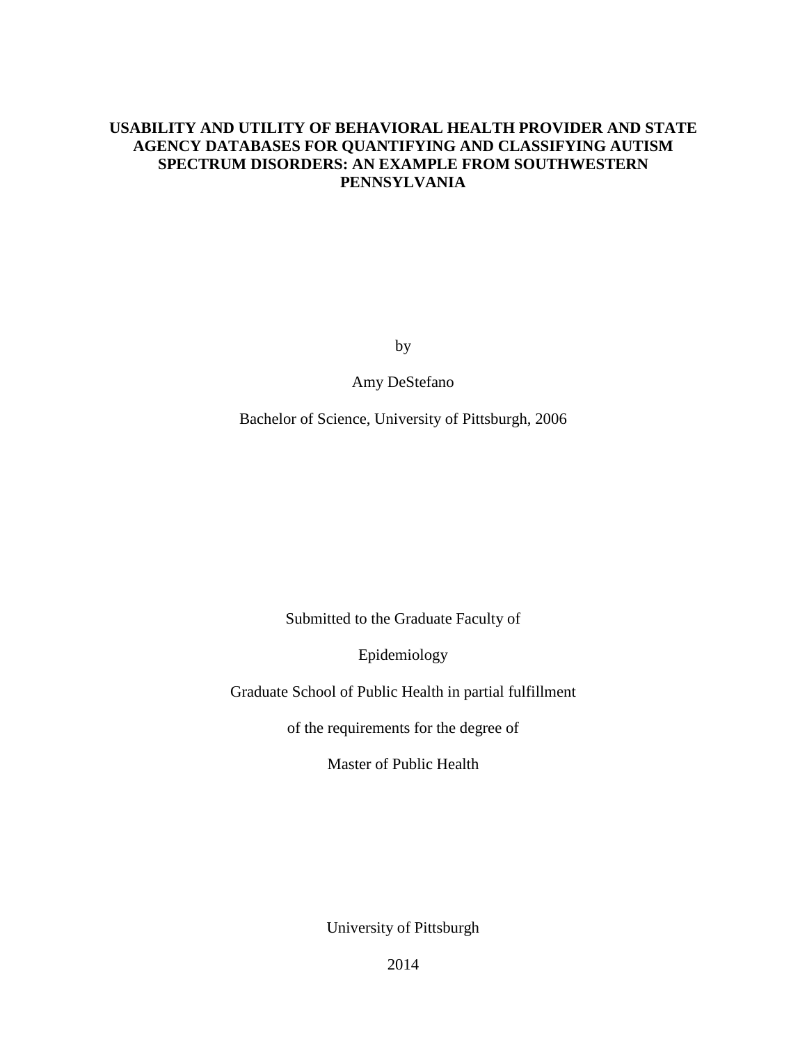# USABILITY AND UTILITY OF BEHAVIORAL HEALTH PROVIDER AND STATE AGENCY DATABASES FOR QUANTIFYING AND CLASSIFYING AUTISM SPECTRUM DISORDERS: AN EXAMPLE FROM SOUTHWESTERN PENNSYLVANIA

by

Amy DeStefano

Bachelor of Science, University of Pittsburgh, 2006

Submitted to the Graduate Faculty of

Epidemiology

Graduate School of Public Health in partial fulfillment

of the requirements for the degree of

Master of Public Health

University of Pittsburgh

2014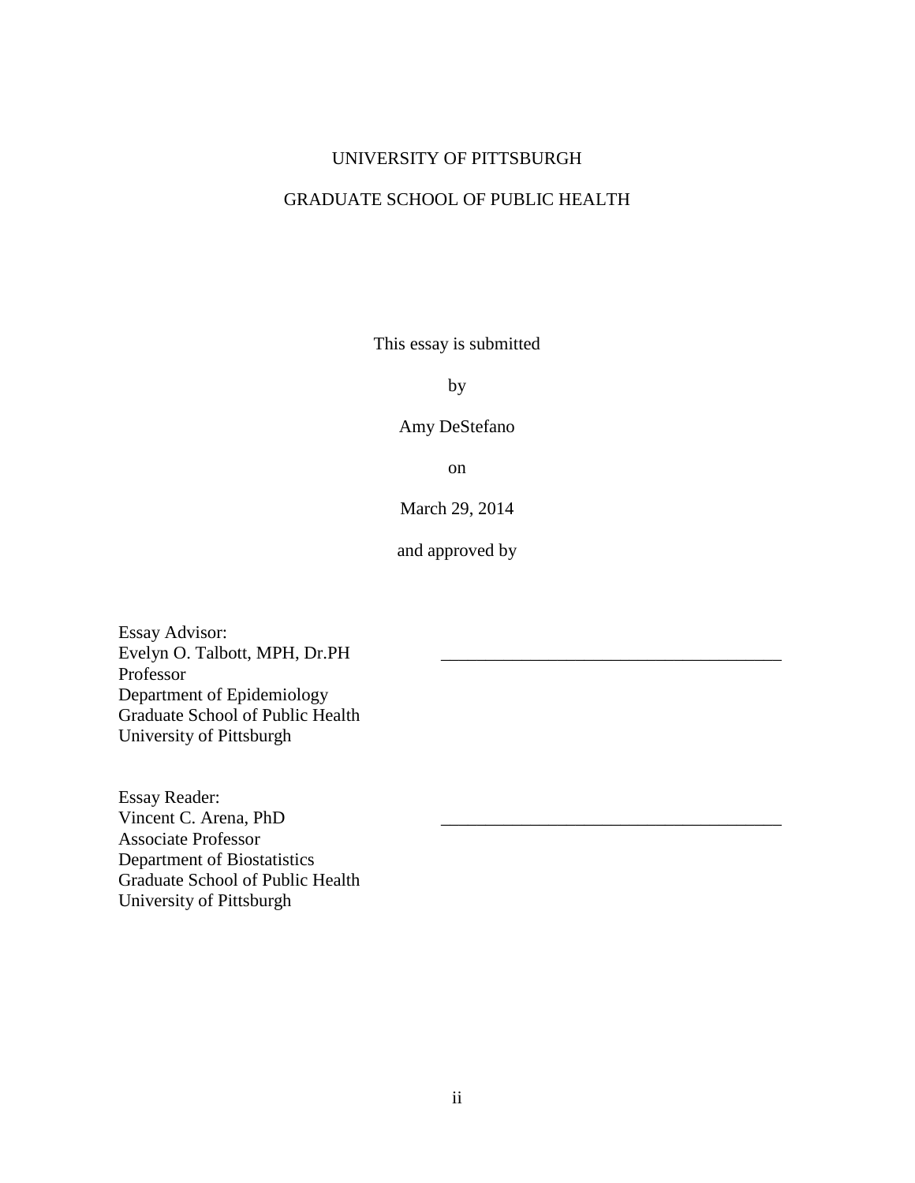UNIVERSITY OF PITTSBURGH

GRADUATE SCHOOL OF PUBLIC HEALTH

This essay is submitted

by

Amy DeStefano

on

March 29, 2014

and approved by

Essay Advisor:
Evelyn O. Talbott, MPH, Dr.PH ______________________________________
Professor
Department of Epidemiology
Graduate School of Public Health
University of Pittsburgh

Essay Reader:
Vincent C. Arena, PhD ______________________________________
Associate Professor
Department of Biostatistics
Graduate School of Public Health
University of Pittsburgh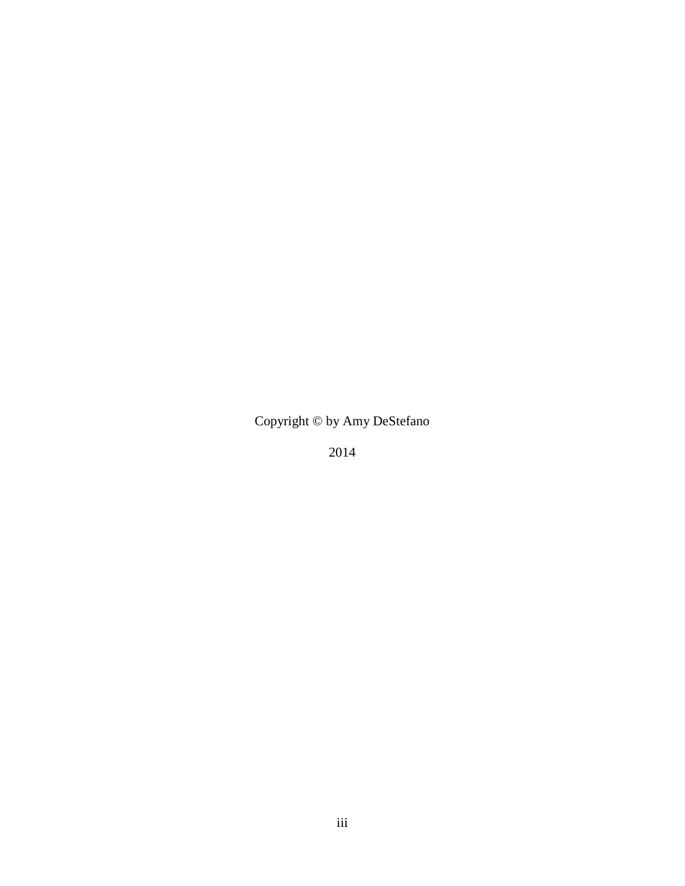Copyright © by Amy DeStefano

2014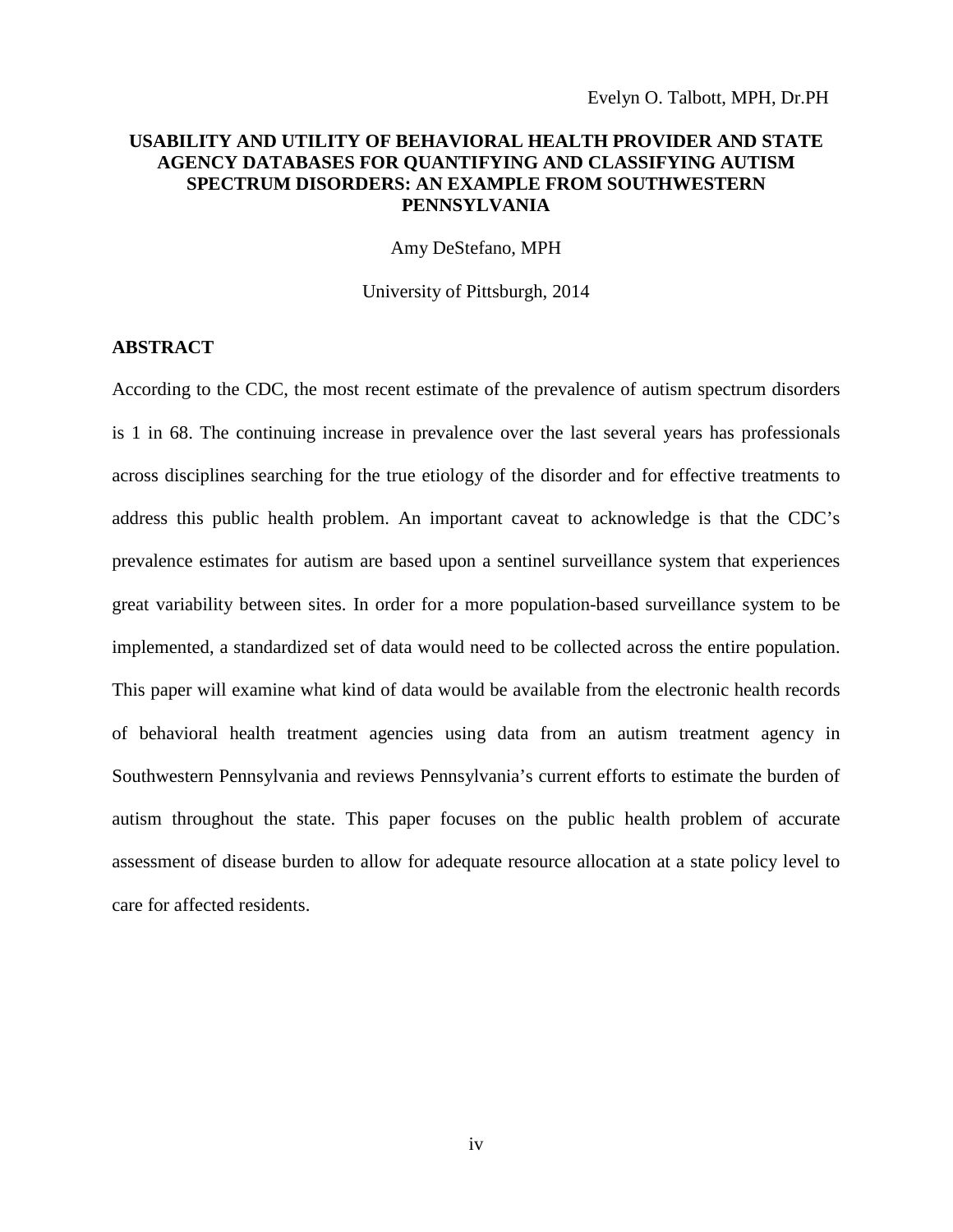Evelyn O. Talbott, MPH, Dr.PH

**USABILITY AND UTILITY OF BEHAVIORAL HEALTH PROVIDER AND STATE AGENCY DATABASES FOR QUANTIFYING AND CLASSIFYING AUTISM SPECTRUM DISORDERS: AN EXAMPLE FROM SOUTHWESTERN PENNSYLVANIA**

Amy DeStefano, MPH

University of Pittsburgh, 2014

## ABSTRACT

According to the CDC, the most recent estimate of the prevalence of autism spectrum disorders is 1 in 68. The continuing increase in prevalence over the last several years has professionals across disciplines searching for the true etiology of the disorder and for effective treatments to address this public health problem. An important caveat to acknowledge is that the CDC's prevalence estimates for autism are based upon a sentinel surveillance system that experiences great variability between sites. In order for a more population-based surveillance system to be implemented, a standardized set of data would need to be collected across the entire population. This paper will examine what kind of data would be available from the electronic health records of behavioral health treatment agencies using data from an autism treatment agency in Southwestern Pennsylvania and reviews Pennsylvania's current efforts to estimate the burden of autism throughout the state. This paper focuses on the public health problem of accurate assessment of disease burden to allow for adequate resource allocation at a state policy level to care for affected residents.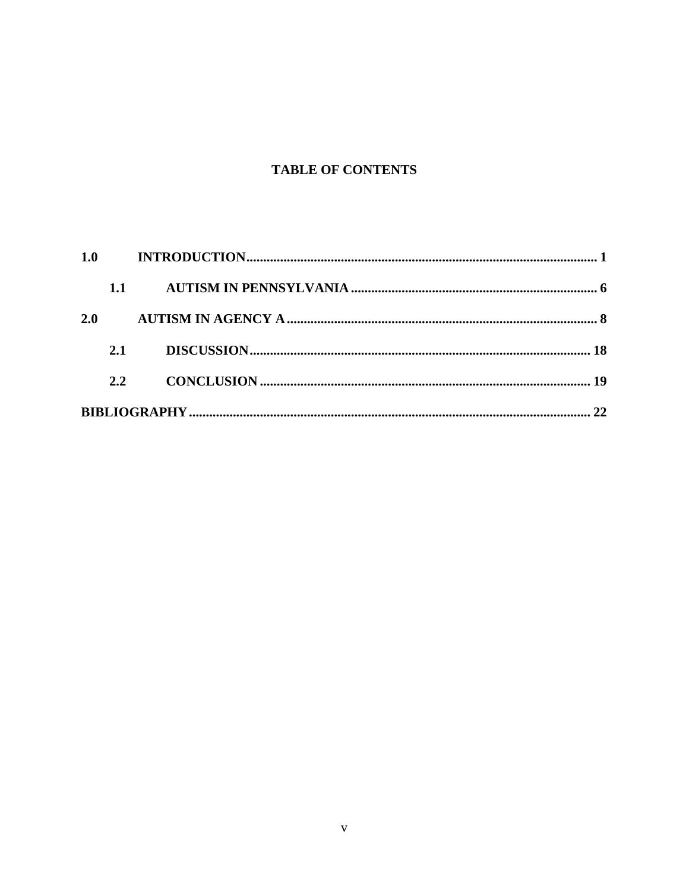## TABLE OF CONTENTS

**1.0 INTRODUCTION** ........................................................................................................ **1**

  **1.1 AUTISM IN PENNSYLVANIA** ........................................................................ **6**

**2.0 AUTISM IN AGENCY A** ............................................................................................ **8**

  **2.1 DISCUSSION** .................................................................................................... **18**

  **2.2 CONCLUSION** ................................................................................................. **19**

**BIBLIOGRAPHY** ........................................................................................................... **22**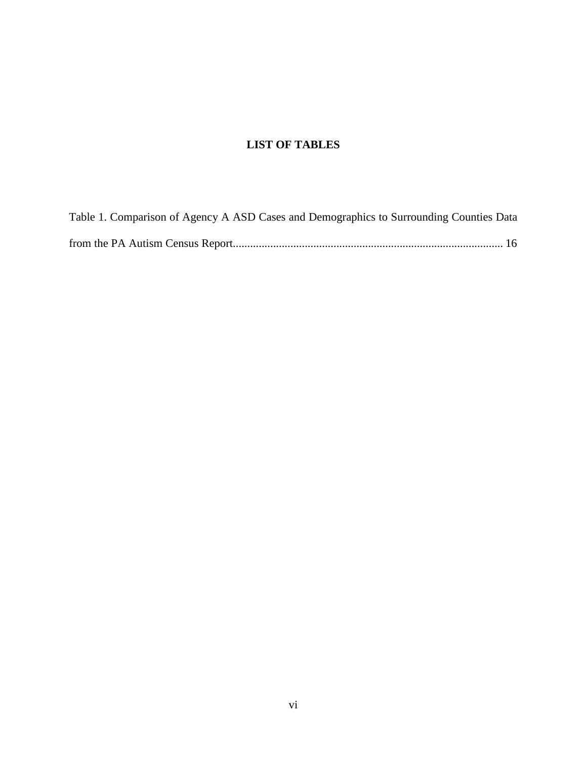# LIST OF TABLES

Table 1. Comparison of Agency A ASD Cases and Demographics to Surrounding Counties Data from the PA Autism Census Report............................................................................................ 16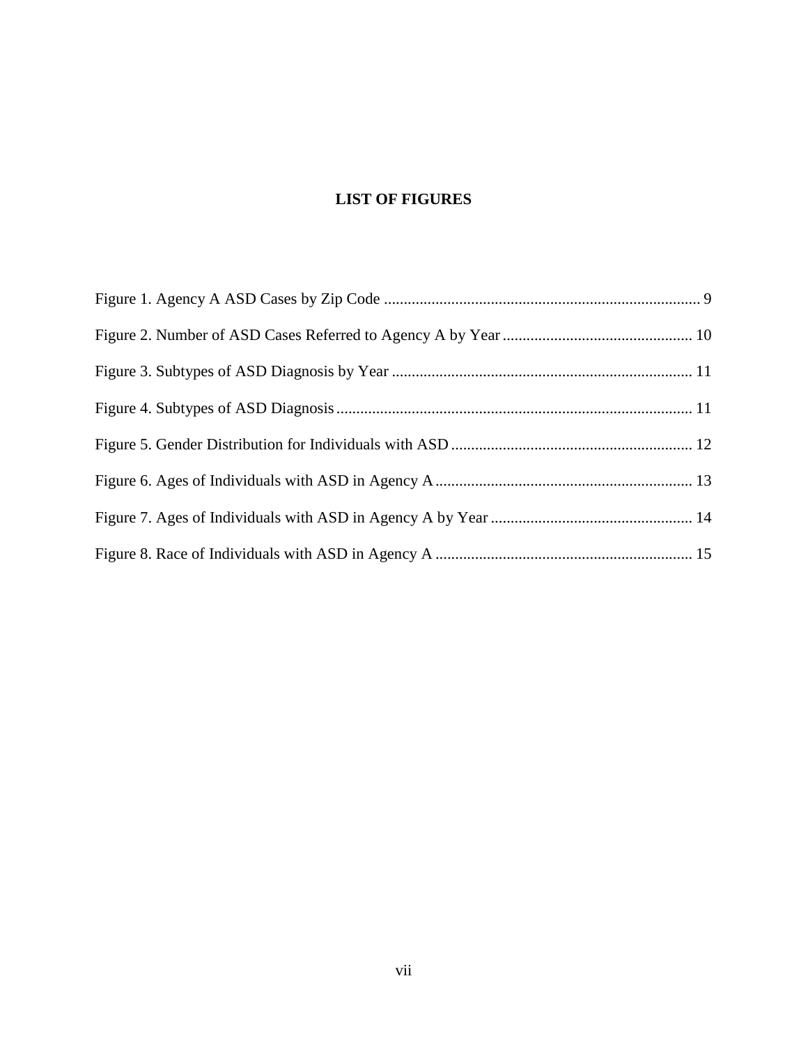# LIST OF FIGURES

Figure 1. Agency A ASD Cases by Zip Code ................................................................................ 9

Figure 2. Number of ASD Cases Referred to Agency A by Year ................................................ 10

Figure 3. Subtypes of ASD Diagnosis by Year ............................................................................ 11

Figure 4. Subtypes of ASD Diagnosis .......................................................................................... 11

Figure 5. Gender Distribution for Individuals with ASD ............................................................. 12

Figure 6. Ages of Individuals with ASD in Agency A ................................................................. 13

Figure 7. Ages of Individuals with ASD in Agency A by Year ................................................... 14

Figure 8. Race of Individuals with ASD in Agency A ................................................................. 15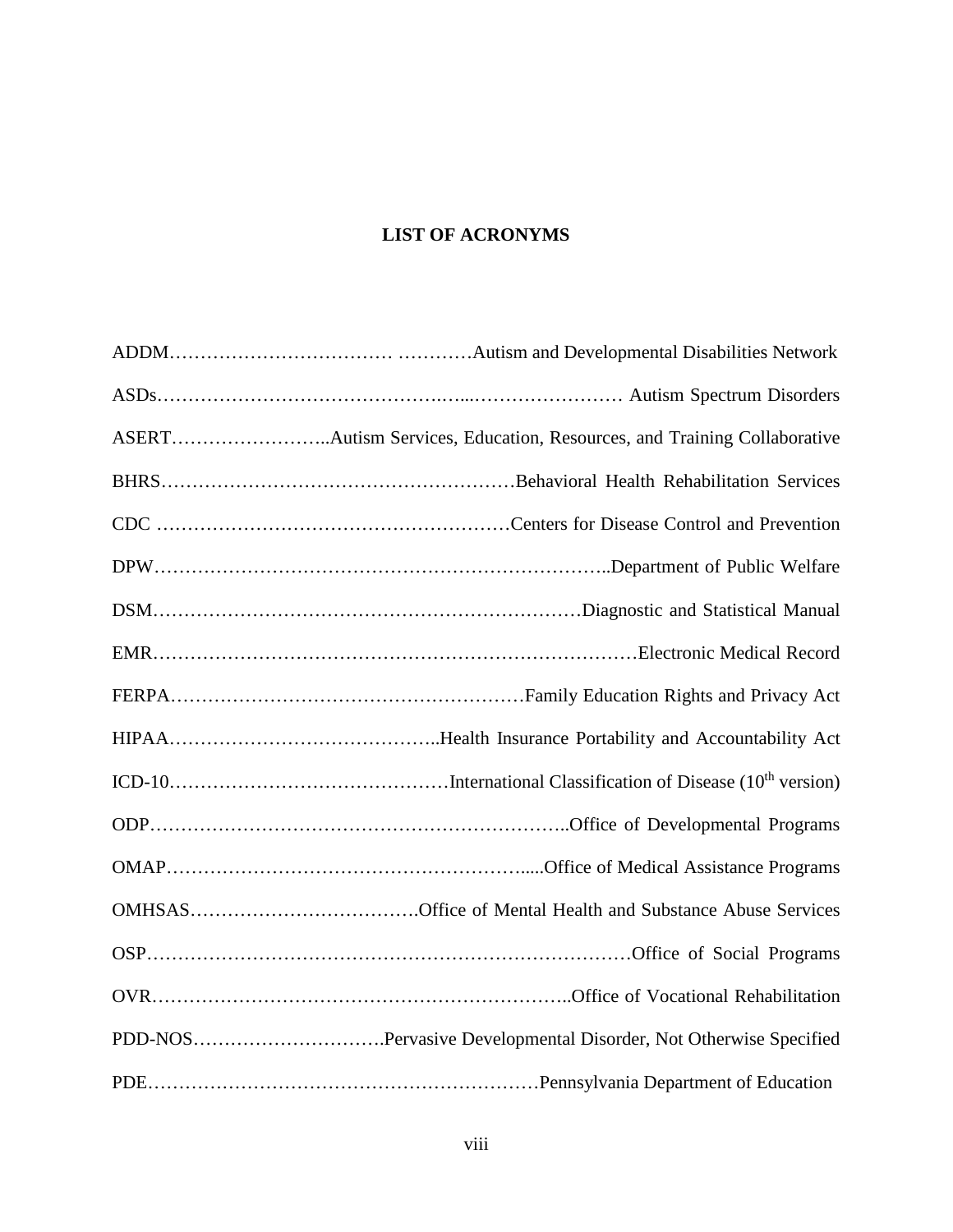# LIST OF ACRONYMS

ADDM……………………………… …………Autism and Developmental Disabilities Network

ASDs……………………………………….…...…………………… Autism Spectrum Disorders

ASERT……………………..Autism Services, Education, Resources, and Training Collaborative

BHRS…………………………………………………Behavioral Health Rehabilitation Services

CDC …………………………………………………Centers for Disease Control and Prevention

DPW……………………………………………………………..Department of Public Welfare

DSM……………………………………………………………Diagnostic and Statistical Manual

EMR…………………………………………………………………Electronic Medical Record

FERPA…………………………………………………Family Education Rights and Privacy Act

HIPAA……………………….…………..Health Insurance Portability and Accountability Act

ICD-10………………………………………International Classification of Disease (10th version)

ODP………………………………………………………..Office of Developmental Programs

OMAP…………………………………………………....Office of Medical Assistance Programs

OMHSAS……………………………….Office of Mental Health and Substance Abuse Services

OSP…………………………………………………………………Office of Social Programs

OVR……………………………………………………………..Office of Vocational Rehabilitation

PDD-NOS………………………….Pervasive Developmental Disorder, Not Otherwise Specified

PDE……………………………………………………Pennsylvania Department of Education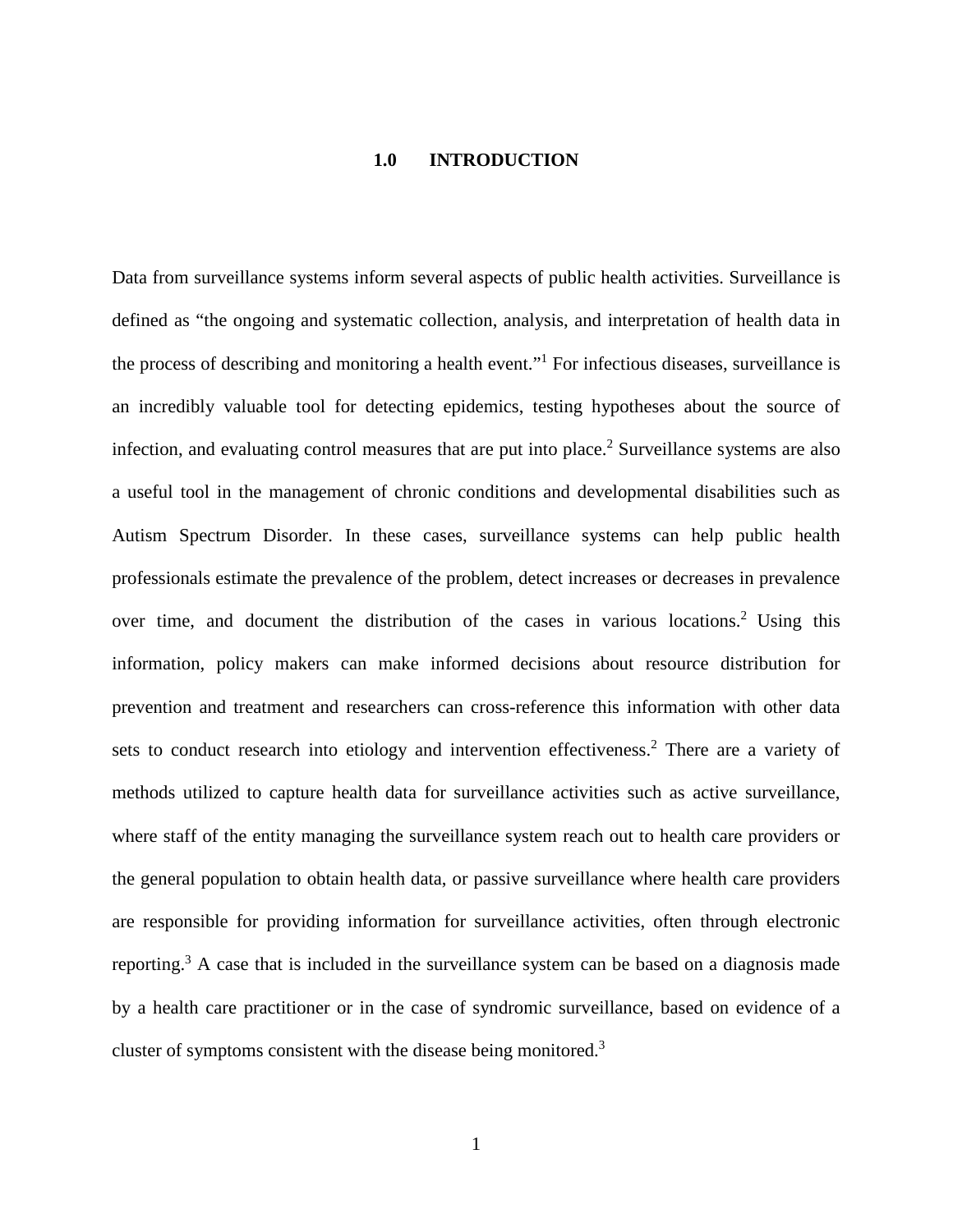# 1.0 INTRODUCTION

Data from surveillance systems inform several aspects of public health activities. Surveillance is defined as "the ongoing and systematic collection, analysis, and interpretation of health data in the process of describing and monitoring a health event."[1] For infectious diseases, surveillance is an incredibly valuable tool for detecting epidemics, testing hypotheses about the source of infection, and evaluating control measures that are put into place.[2] Surveillance systems are also a useful tool in the management of chronic conditions and developmental disabilities such as Autism Spectrum Disorder. In these cases, surveillance systems can help public health professionals estimate the prevalence of the problem, detect increases or decreases in prevalence over time, and document the distribution of the cases in various locations.[2] Using this information, policy makers can make informed decisions about resource distribution for prevention and treatment and researchers can cross-reference this information with other data sets to conduct research into etiology and intervention effectiveness.[2] There are a variety of methods utilized to capture health data for surveillance activities such as active surveillance, where staff of the entity managing the surveillance system reach out to health care providers or the general population to obtain health data, or passive surveillance where health care providers are responsible for providing information for surveillance activities, often through electronic reporting.[3] A case that is included in the surveillance system can be based on a diagnosis made by a health care practitioner or in the case of syndromic surveillance, based on evidence of a cluster of symptoms consistent with the disease being monitored.[3]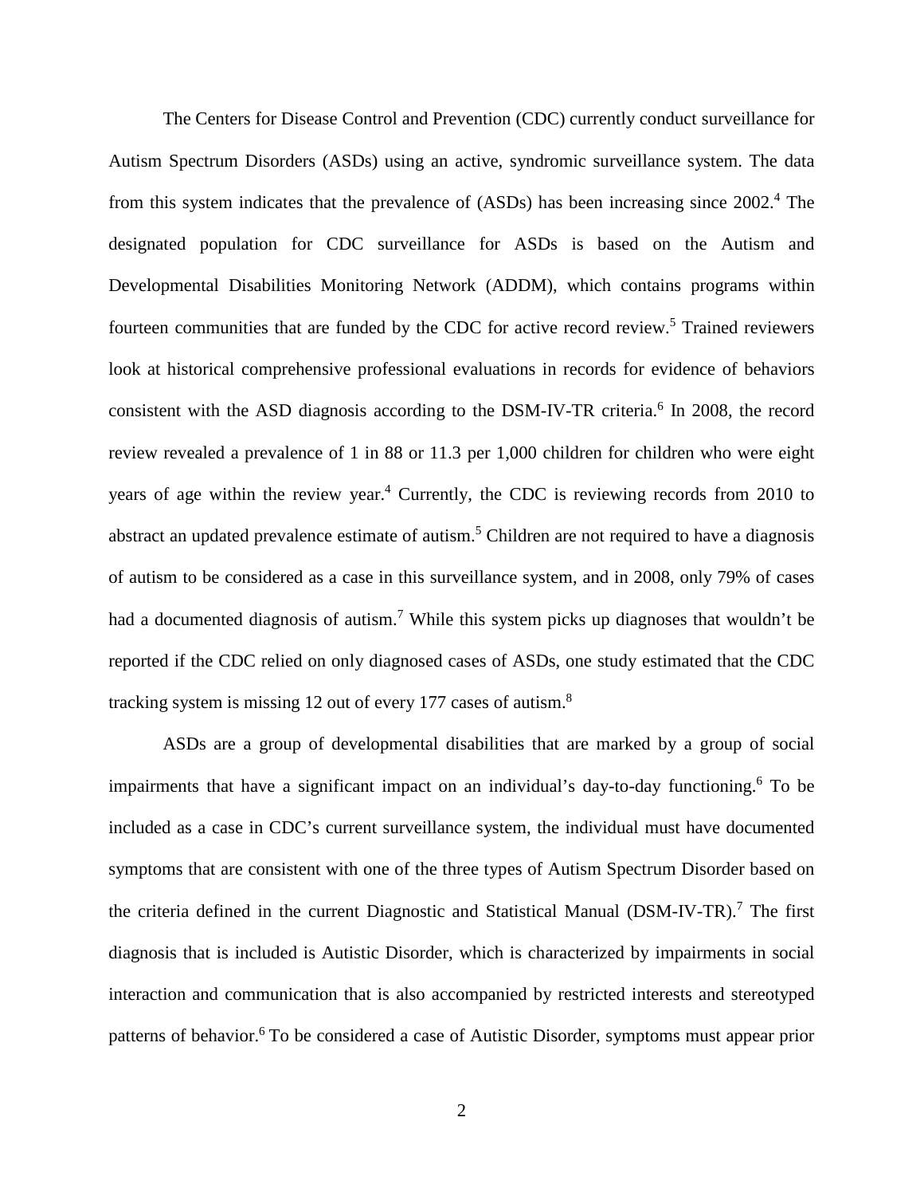The Centers for Disease Control and Prevention (CDC) currently conduct surveillance for Autism Spectrum Disorders (ASDs) using an active, syndromic surveillance system. The data from this system indicates that the prevalence of (ASDs) has been increasing since 2002.[4] The designated population for CDC surveillance for ASDs is based on the Autism and Developmental Disabilities Monitoring Network (ADDM), which contains programs within fourteen communities that are funded by the CDC for active record review.[5] Trained reviewers look at historical comprehensive professional evaluations in records for evidence of behaviors consistent with the ASD diagnosis according to the DSM-IV-TR criteria.[6] In 2008, the record review revealed a prevalence of 1 in 88 or 11.3 per 1,000 children for children who were eight years of age within the review year.[4] Currently, the CDC is reviewing records from 2010 to abstract an updated prevalence estimate of autism.[5] Children are not required to have a diagnosis of autism to be considered as a case in this surveillance system, and in 2008, only 79% of cases had a documented diagnosis of autism.[7] While this system picks up diagnoses that wouldn't be reported if the CDC relied on only diagnosed cases of ASDs, one study estimated that the CDC tracking system is missing 12 out of every 177 cases of autism.[8]

ASDs are a group of developmental disabilities that are marked by a group of social impairments that have a significant impact on an individual's day-to-day functioning.[6] To be included as a case in CDC's current surveillance system, the individual must have documented symptoms that are consistent with one of the three types of Autism Spectrum Disorder based on the criteria defined in the current Diagnostic and Statistical Manual (DSM-IV-TR).[7] The first diagnosis that is included is Autistic Disorder, which is characterized by impairments in social interaction and communication that is also accompanied by restricted interests and stereotyped patterns of behavior.[6] To be considered a case of Autistic Disorder, symptoms must appear prior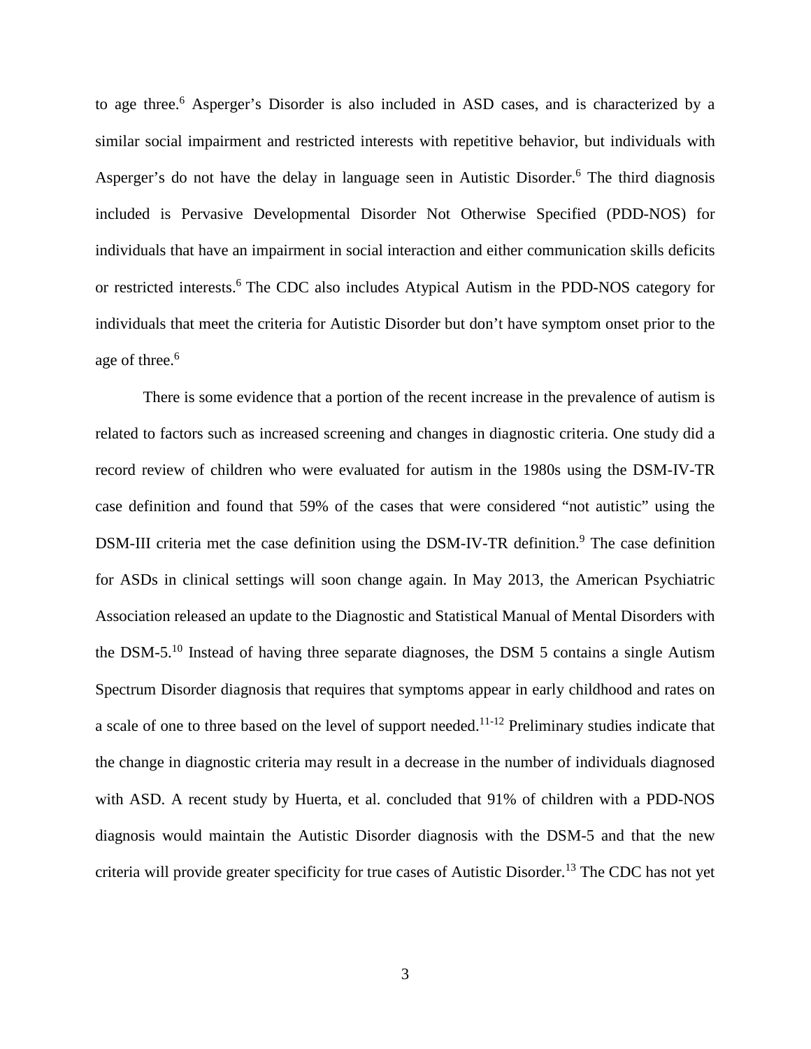to age three.[6] Asperger's Disorder is also included in ASD cases, and is characterized by a similar social impairment and restricted interests with repetitive behavior, but individuals with Asperger's do not have the delay in language seen in Autistic Disorder.[6] The third diagnosis included is Pervasive Developmental Disorder Not Otherwise Specified (PDD-NOS) for individuals that have an impairment in social interaction and either communication skills deficits or restricted interests.[6] The CDC also includes Atypical Autism in the PDD-NOS category for individuals that meet the criteria for Autistic Disorder but don't have symptom onset prior to the age of three.[6]

There is some evidence that a portion of the recent increase in the prevalence of autism is related to factors such as increased screening and changes in diagnostic criteria. One study did a record review of children who were evaluated for autism in the 1980s using the DSM-IV-TR case definition and found that 59% of the cases that were considered "not autistic" using the DSM-III criteria met the case definition using the DSM-IV-TR definition.[9] The case definition for ASDs in clinical settings will soon change again. In May 2013, the American Psychiatric Association released an update to the Diagnostic and Statistical Manual of Mental Disorders with the DSM-5.[10] Instead of having three separate diagnoses, the DSM 5 contains a single Autism Spectrum Disorder diagnosis that requires that symptoms appear in early childhood and rates on a scale of one to three based on the level of support needed.[11-12] Preliminary studies indicate that the change in diagnostic criteria may result in a decrease in the number of individuals diagnosed with ASD. A recent study by Huerta, et al. concluded that 91% of children with a PDD-NOS diagnosis would maintain the Autistic Disorder diagnosis with the DSM-5 and that the new criteria will provide greater specificity for true cases of Autistic Disorder.[13] The CDC has not yet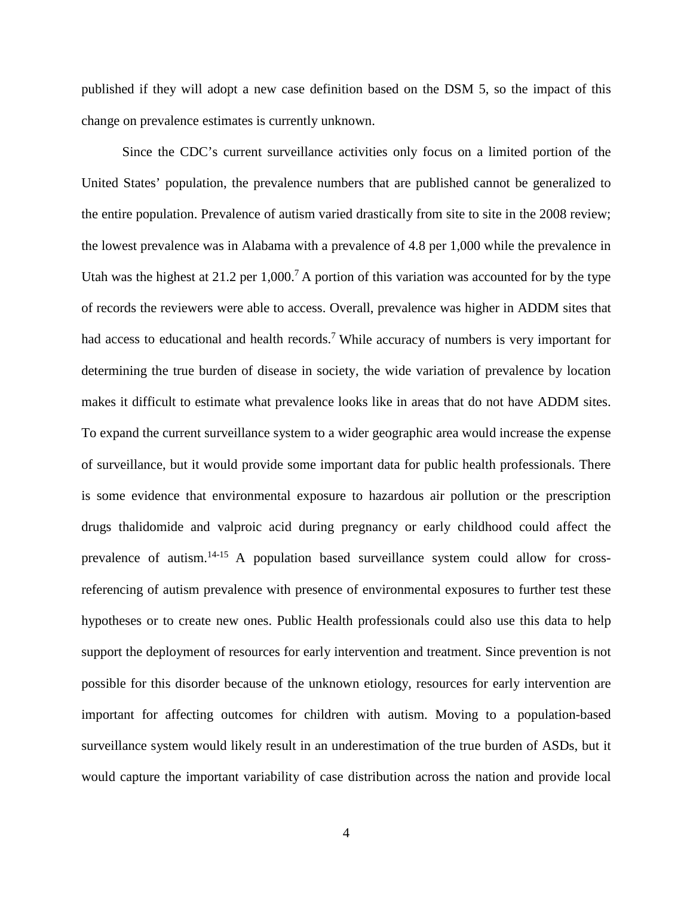published if they will adopt a new case definition based on the DSM 5, so the impact of this change on prevalence estimates is currently unknown.

Since the CDC's current surveillance activities only focus on a limited portion of the United States' population, the prevalence numbers that are published cannot be generalized to the entire population. Prevalence of autism varied drastically from site to site in the 2008 review; the lowest prevalence was in Alabama with a prevalence of 4.8 per 1,000 while the prevalence in Utah was the highest at 21.2 per 1,000.[7] A portion of this variation was accounted for by the type of records the reviewers were able to access. Overall, prevalence was higher in ADDM sites that had access to educational and health records.[7] While accuracy of numbers is very important for determining the true burden of disease in society, the wide variation of prevalence by location makes it difficult to estimate what prevalence looks like in areas that do not have ADDM sites. To expand the current surveillance system to a wider geographic area would increase the expense of surveillance, but it would provide some important data for public health professionals. There is some evidence that environmental exposure to hazardous air pollution or the prescription drugs thalidomide and valproic acid during pregnancy or early childhood could affect the prevalence of autism.[14-15] A population based surveillance system could allow for cross-referencing of autism prevalence with presence of environmental exposures to further test these hypotheses or to create new ones. Public Health professionals could also use this data to help support the deployment of resources for early intervention and treatment. Since prevention is not possible for this disorder because of the unknown etiology, resources for early intervention are important for affecting outcomes for children with autism. Moving to a population-based surveillance system would likely result in an underestimation of the true burden of ASDs, but it would capture the important variability of case distribution across the nation and provide local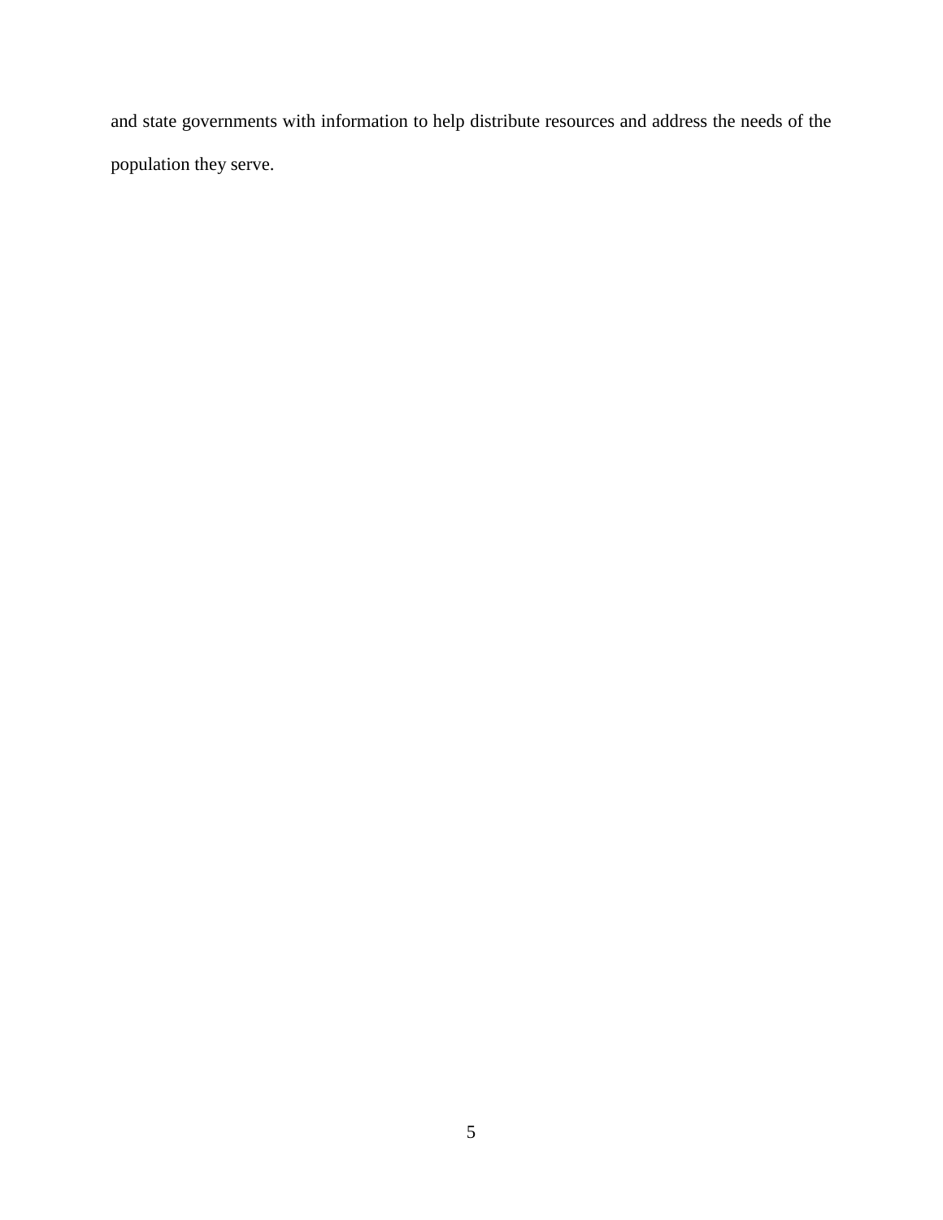and state governments with information to help distribute resources and address the needs of the population they serve.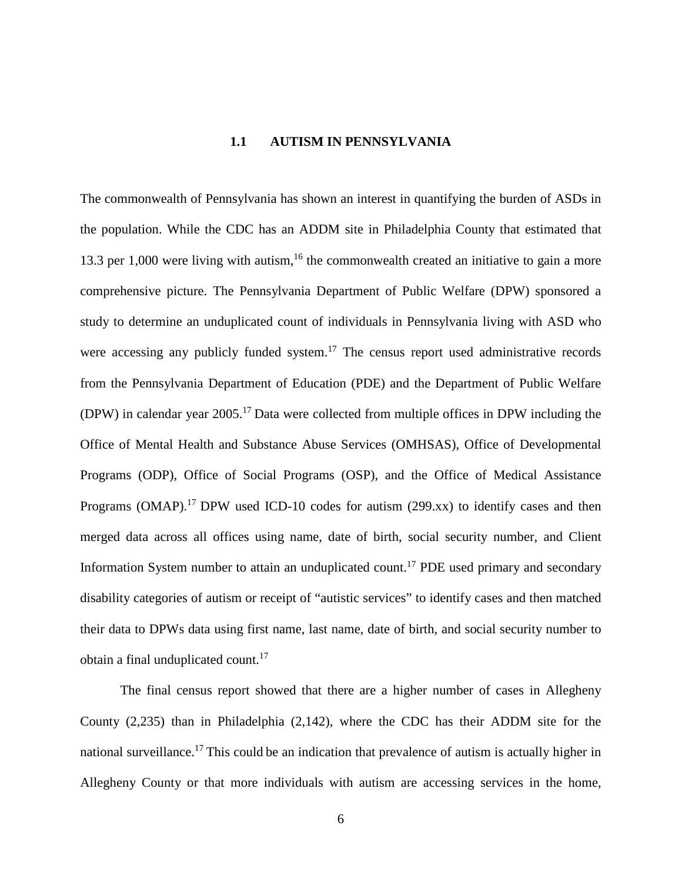## 1.1 AUTISM IN PENNSYLVANIA

The commonwealth of Pennsylvania has shown an interest in quantifying the burden of ASDs in the population. While the CDC has an ADDM site in Philadelphia County that estimated that 13.3 per 1,000 were living with autism,[16] the commonwealth created an initiative to gain a more comprehensive picture. The Pennsylvania Department of Public Welfare (DPW) sponsored a study to determine an unduplicated count of individuals in Pennsylvania living with ASD who were accessing any publicly funded system.[17] The census report used administrative records from the Pennsylvania Department of Education (PDE) and the Department of Public Welfare (DPW) in calendar year 2005.[17] Data were collected from multiple offices in DPW including the Office of Mental Health and Substance Abuse Services (OMHSAS), Office of Developmental Programs (ODP), Office of Social Programs (OSP), and the Office of Medical Assistance Programs (OMAP).[17] DPW used ICD-10 codes for autism (299.xx) to identify cases and then merged data across all offices using name, date of birth, social security number, and Client Information System number to attain an unduplicated count.[17] PDE used primary and secondary disability categories of autism or receipt of "autistic services" to identify cases and then matched their data to DPWs data using first name, last name, date of birth, and social security number to obtain a final unduplicated count.[17]

The final census report showed that there are a higher number of cases in Allegheny County (2,235) than in Philadelphia (2,142), where the CDC has their ADDM site for the national surveillance.[17] This could be an indication that prevalence of autism is actually higher in Allegheny County or that more individuals with autism are accessing services in the home,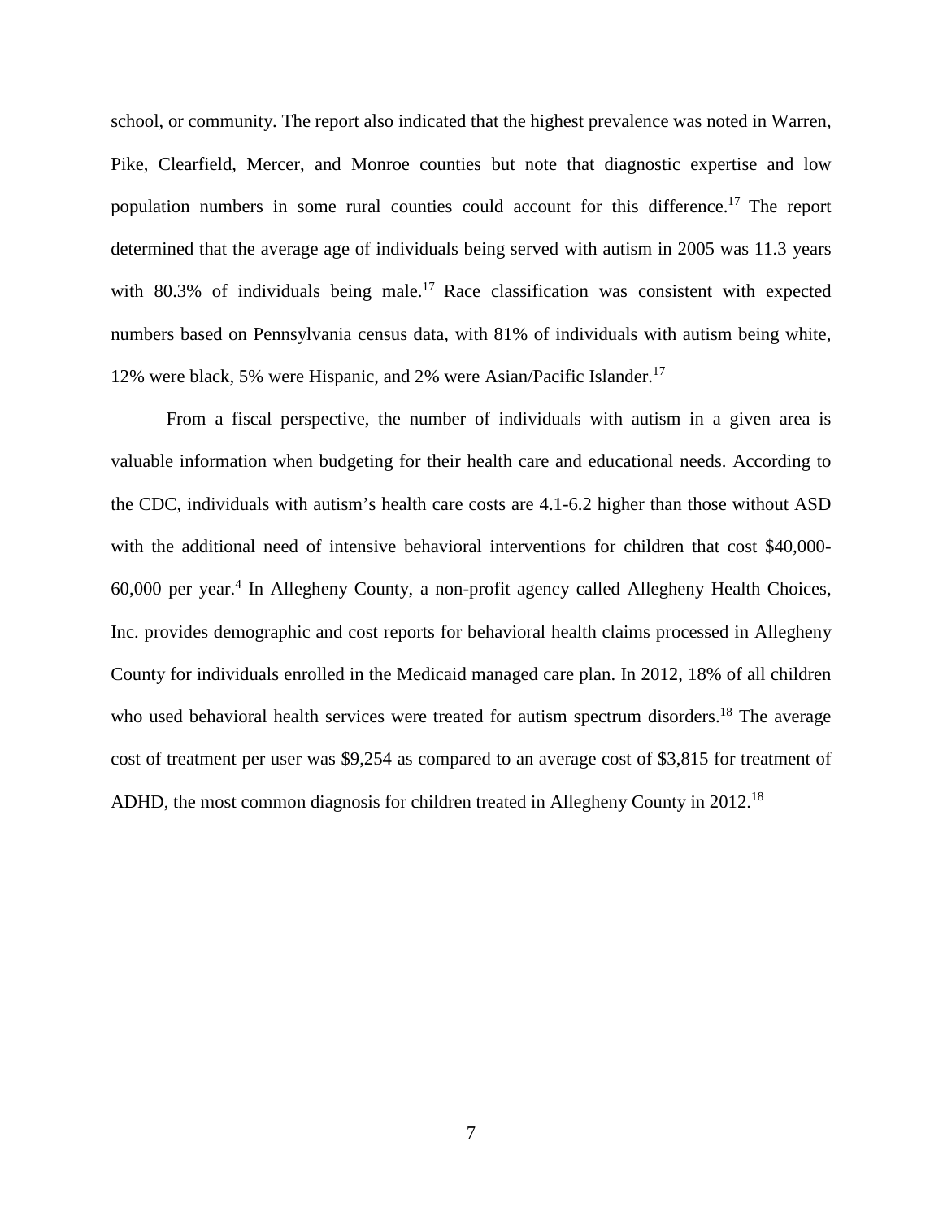school, or community. The report also indicated that the highest prevalence was noted in Warren, Pike, Clearfield, Mercer, and Monroe counties but note that diagnostic expertise and low population numbers in some rural counties could account for this difference.[17] The report determined that the average age of individuals being served with autism in 2005 was 11.3 years with 80.3% of individuals being male.[17] Race classification was consistent with expected numbers based on Pennsylvania census data, with 81% of individuals with autism being white, 12% were black, 5% were Hispanic, and 2% were Asian/Pacific Islander.[17]

From a fiscal perspective, the number of individuals with autism in a given area is valuable information when budgeting for their health care and educational needs. According to the CDC, individuals with autism's health care costs are 4.1-6.2 higher than those without ASD with the additional need of intensive behavioral interventions for children that cost $40,000-60,000 per year.[4] In Allegheny County, a non-profit agency called Allegheny Health Choices, Inc. provides demographic and cost reports for behavioral health claims processed in Allegheny County for individuals enrolled in the Medicaid managed care plan. In 2012, 18% of all children who used behavioral health services were treated for autism spectrum disorders.[18] The average cost of treatment per user was $9,254 as compared to an average cost of $3,815 for treatment of ADHD, the most common diagnosis for children treated in Allegheny County in 2012.[18]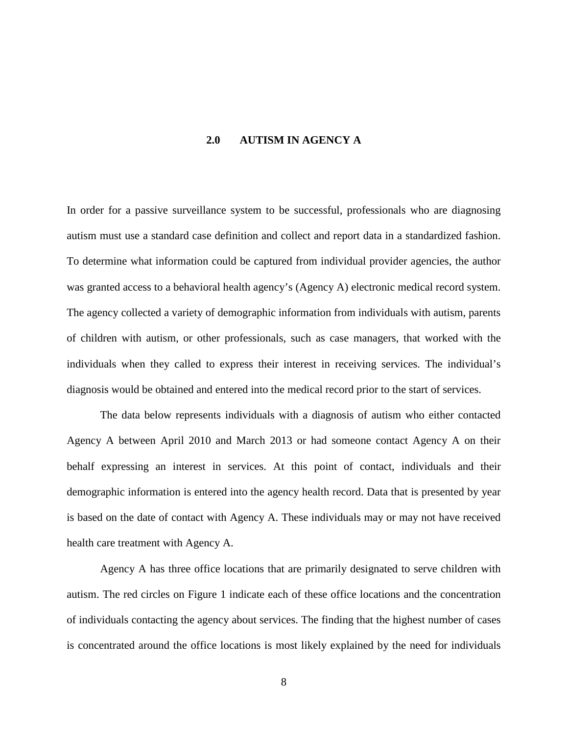## 2.0 AUTISM IN AGENCY A

In order for a passive surveillance system to be successful, professionals who are diagnosing autism must use a standard case definition and collect and report data in a standardized fashion. To determine what information could be captured from individual provider agencies, the author was granted access to a behavioral health agency's (Agency A) electronic medical record system. The agency collected a variety of demographic information from individuals with autism, parents of children with autism, or other professionals, such as case managers, that worked with the individuals when they called to express their interest in receiving services. The individual's diagnosis would be obtained and entered into the medical record prior to the start of services.

The data below represents individuals with a diagnosis of autism who either contacted Agency A between April 2010 and March 2013 or had someone contact Agency A on their behalf expressing an interest in services. At this point of contact, individuals and their demographic information is entered into the agency health record. Data that is presented by year is based on the date of contact with Agency A. These individuals may or may not have received health care treatment with Agency A.

Agency A has three office locations that are primarily designated to serve children with autism. The red circles on Figure 1 indicate each of these office locations and the concentration of individuals contacting the agency about services. The finding that the highest number of cases is concentrated around the office locations is most likely explained by the need for individuals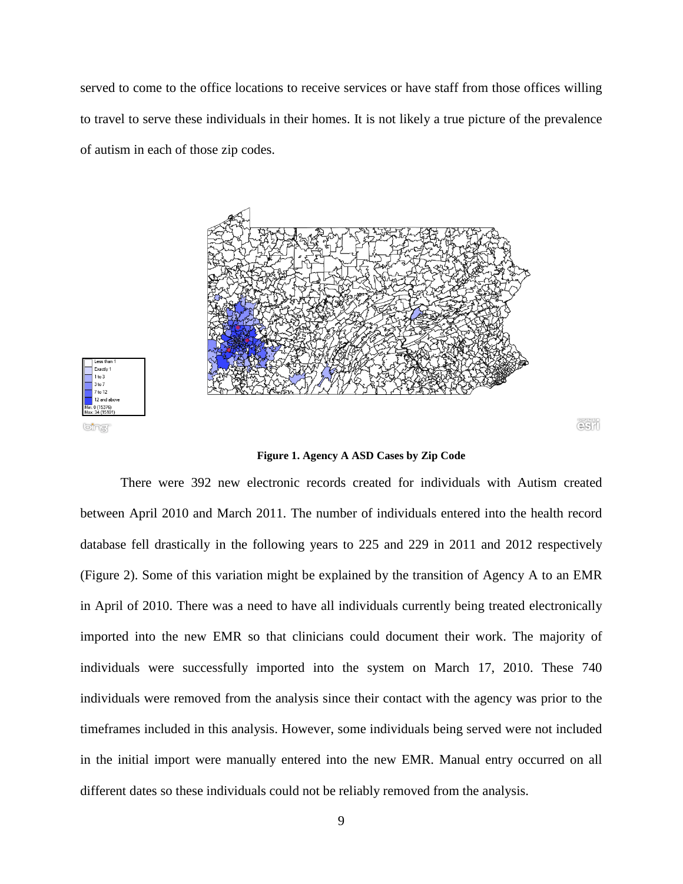served to come to the office locations to receive services or have staff from those offices willing to travel to serve these individuals in their homes. It is not likely a true picture of the prevalence of autism in each of those zip codes.

**Figure 1. Agency A ASD Cases by Zip Code**

There were 392 new electronic records created for individuals with Autism created between April 2010 and March 2011. The number of individuals entered into the health record database fell drastically in the following years to 225 and 229 in 2011 and 2012 respectively (Figure 2). Some of this variation might be explained by the transition of Agency A to an EMR in April of 2010. There was a need to have all individuals currently being treated electronically imported into the new EMR so that clinicians could document their work. The majority of individuals were successfully imported into the system on March 17, 2010. These 740 individuals were removed from the analysis since their contact with the agency was prior to the timeframes included in this analysis. However, some individuals being served were not included in the initial import were manually entered into the new EMR. Manual entry occurred on all different dates so these individuals could not be reliably removed from the analysis.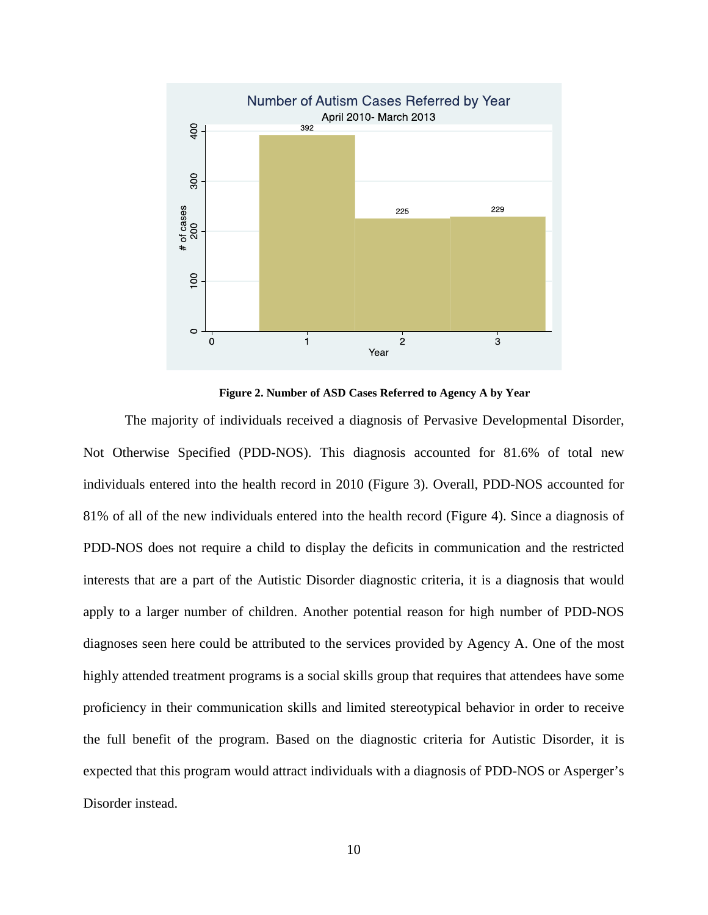**Figure 2. Number of ASD Cases Referred to Agency A by Year**

The majority of individuals received a diagnosis of Pervasive Developmental Disorder, Not Otherwise Specified (PDD-NOS). This diagnosis accounted for 81.6% of total new individuals entered into the health record in 2010 (Figure 3). Overall, PDD-NOS accounted for 81% of all of the new individuals entered into the health record (Figure 4). Since a diagnosis of PDD-NOS does not require a child to display the deficits in communication and the restricted interests that are a part of the Autistic Disorder diagnostic criteria, it is a diagnosis that would apply to a larger number of children. Another potential reason for high number of PDD-NOS diagnoses seen here could be attributed to the services provided by Agency A. One of the most highly attended treatment programs is a social skills group that requires that attendees have some proficiency in their communication skills and limited stereotypical behavior in order to receive the full benefit of the program. Based on the diagnostic criteria for Autistic Disorder, it is expected that this program would attract individuals with a diagnosis of PDD-NOS or Asperger's Disorder instead.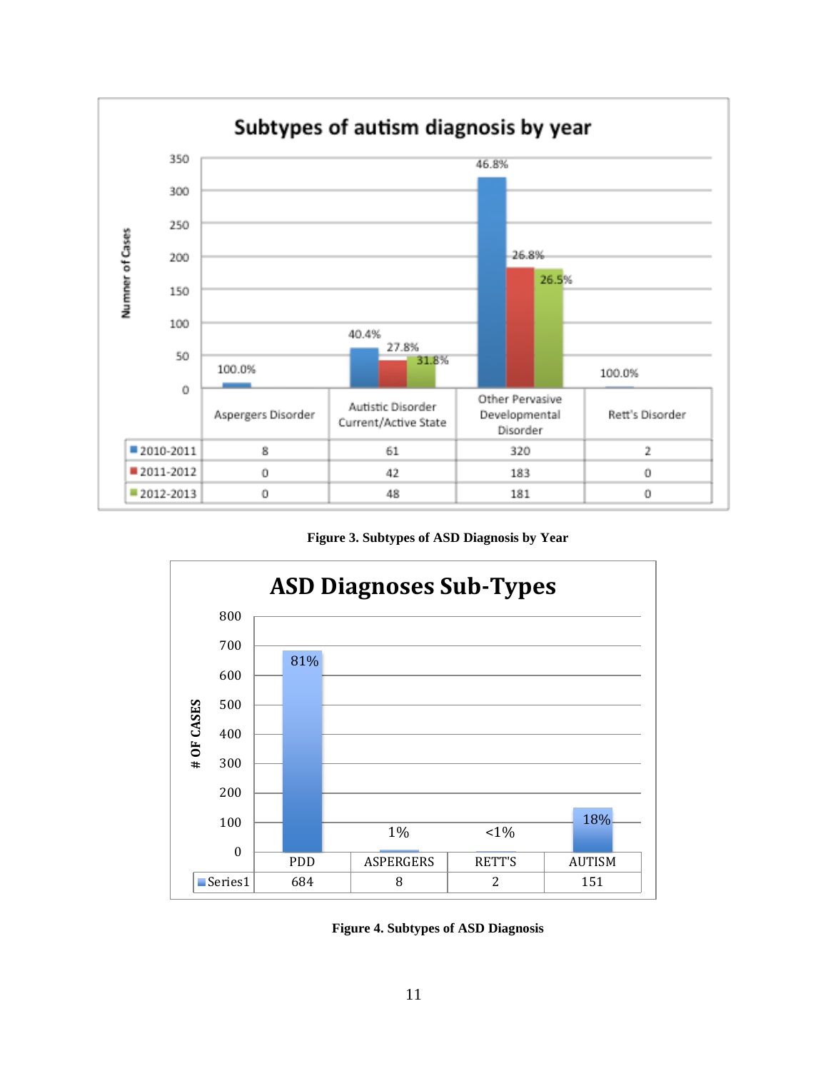**Subtypes of autism diagnosis by year**

| | Aspergers Disorder | Autistic Disorder Current/Active State | Other Pervasive Developmental Disorder | Rett's Disorder |
|---|---|---|---|---|
| 2010-2011 | 8 | 61 | 320 | 2 |
| 2011-2012 | 0 | 42 | 183 | 0 |
| 2012-2013 | 0 | 48 | 181 | 0 |

**Figure 3. Subtypes of ASD Diagnosis by Year**

**ASD Diagnoses Sub-Types**

| | PDD | ASPERGERS | RETT'S | AUTISM |
|---|---|---|---|---|
| Series1 | 684 | 8 | 2 | 151 |

**Figure 4. Subtypes of ASD Diagnosis**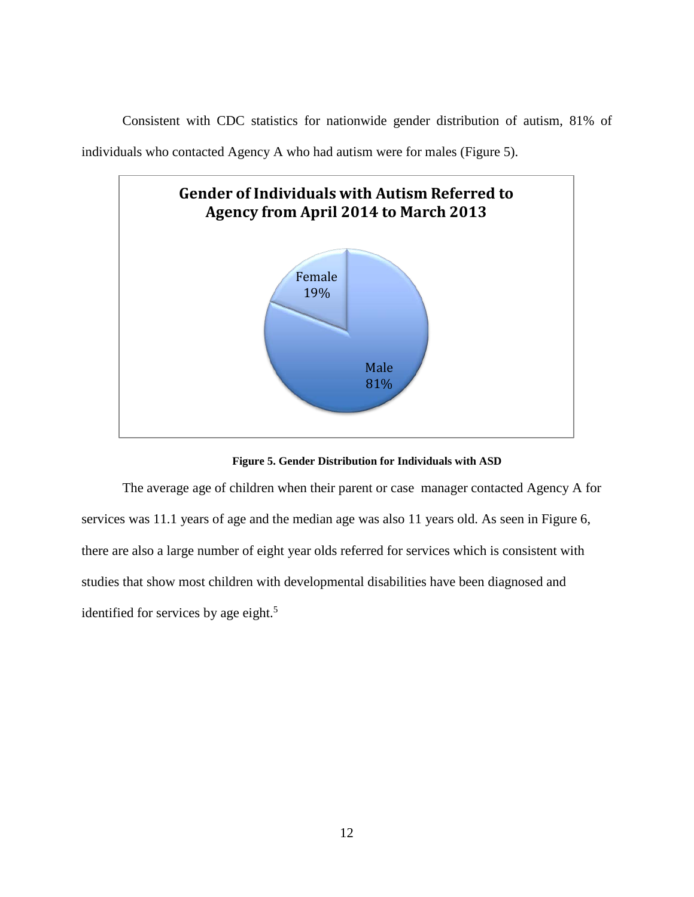Consistent with CDC statistics for nationwide gender distribution of autism, 81% of individuals who contacted Agency A who had autism were for males (Figure 5).

**Gender of Individuals with Autism Referred to Agency from April 2014 to March 2013**

Female 19%

Male 81%

**Figure 5. Gender Distribution for Individuals with ASD**

The average age of children when their parent or case manager contacted Agency A for services was 11.1 years of age and the median age was also 11 years old. As seen in Figure 6, there are also a large number of eight year olds referred for services which is consistent with studies that show most children with developmental disabilities have been diagnosed and identified for services by age eight.[5]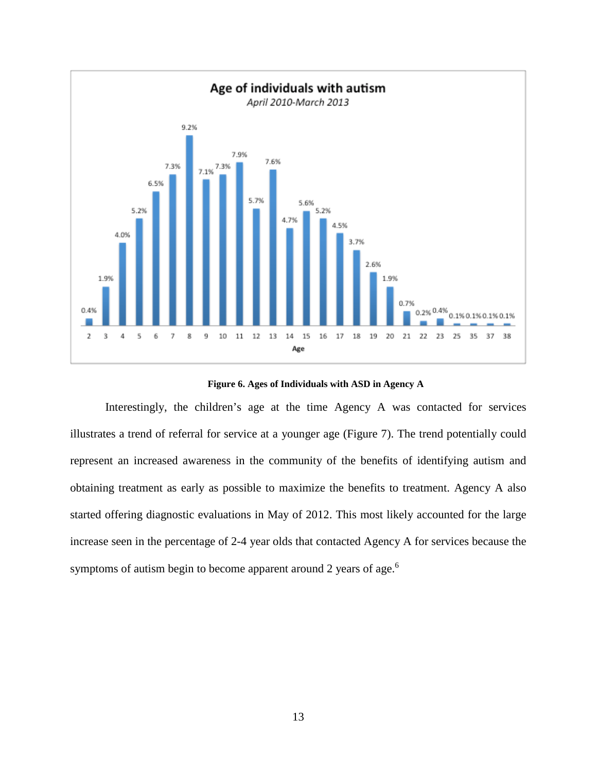**Figure 6. Ages of Individuals with ASD in Agency A**

Interestingly, the children's age at the time Agency A was contacted for services illustrates a trend of referral for service at a younger age (Figure 7). The trend potentially could represent an increased awareness in the community of the benefits of identifying autism and obtaining treatment as early as possible to maximize the benefits to treatment. Agency A also started offering diagnostic evaluations in May of 2012. This most likely accounted for the large increase seen in the percentage of 2-4 year olds that contacted Agency A for services because the symptoms of autism begin to become apparent around 2 years of age.[6]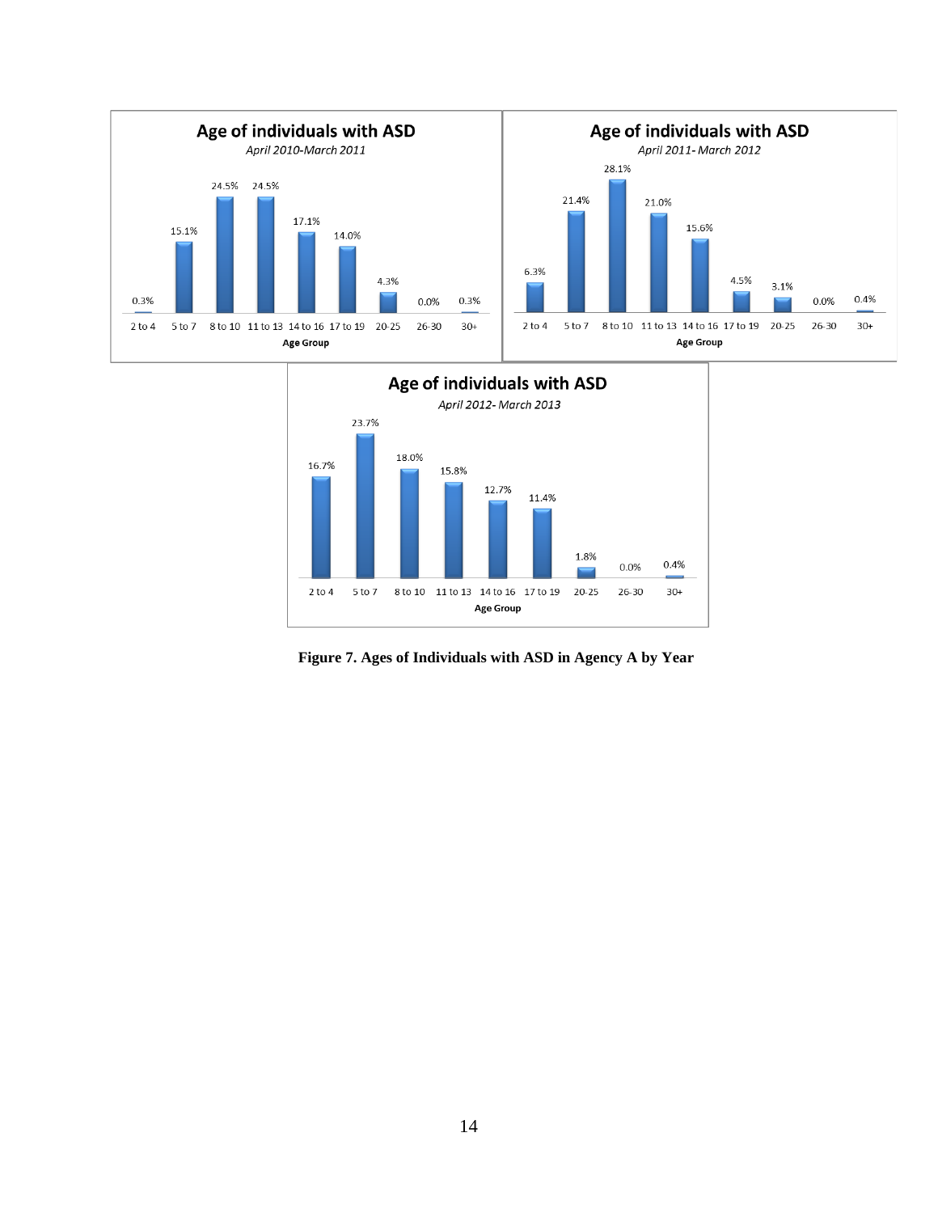**Age of individuals with ASD**

*April 2010-March 2011*

| Age Group | 2 to 4 | 5 to 7 | 8 to 10 | 11 to 13 | 14 to 16 | 17 to 19 | 20-25 | 26-30 | 30+ |
|---|---|---|---|---|---|---|---|---|---|
| % | 0.3% | 15.1% | 24.5% | 24.5% | 17.1% | 14.0% | 4.3% | 0.0% | 0.3% |

**Age of individuals with ASD**

*April 2011- March 2012*

| Age Group | 2 to 4 | 5 to 7 | 8 to 10 | 11 to 13 | 14 to 16 | 17 to 19 | 20-25 | 26-30 | 30+ |
|---|---|---|---|---|---|---|---|---|---|
| % | 6.3% | 21.4% | 28.1% | 21.0% | 15.6% | 4.5% | 3.1% | 0.0% | 0.4% |

**Age of individuals with ASD**

*April 2012- March 2013*

| Age Group | 2 to 4 | 5 to 7 | 8 to 10 | 11 to 13 | 14 to 16 | 17 to 19 | 20-25 | 26-30 | 30+ |
|---|---|---|---|---|---|---|---|---|---|
| % | 16.7% | 23.7% | 18.0% | 15.8% | 12.7% | 11.4% | 1.8% | 0.0% | 0.4% |

**Figure 7. Ages of Individuals with ASD in Agency A by Year**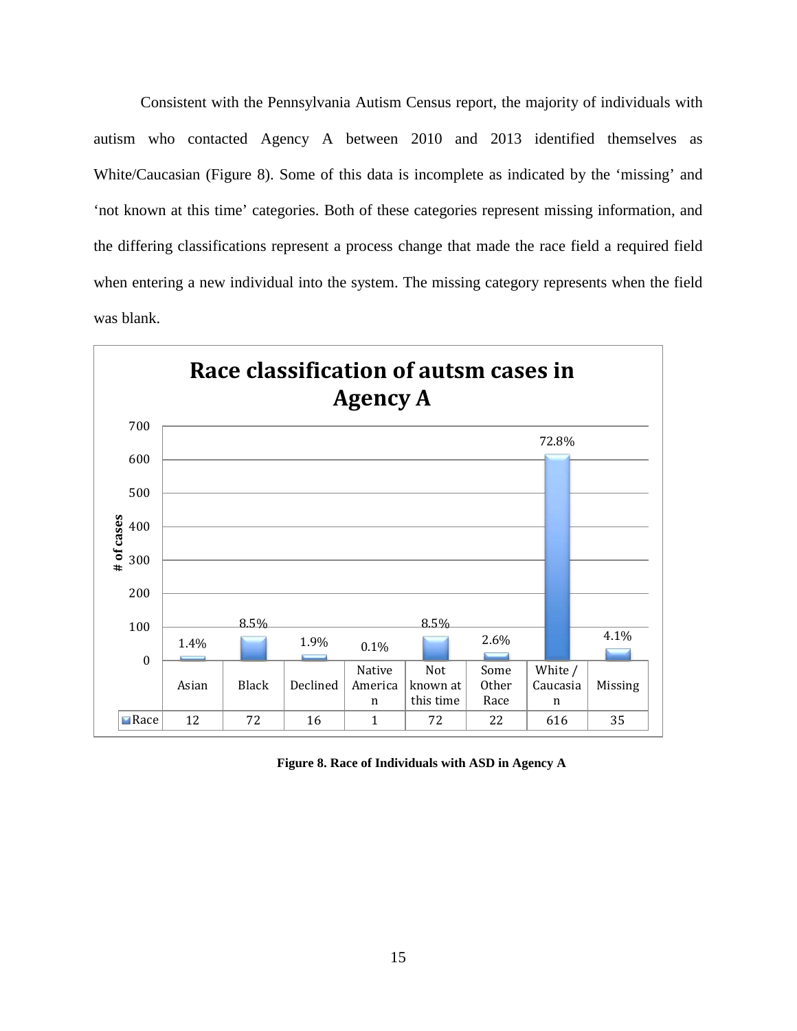Consistent with the Pennsylvania Autism Census report, the majority of individuals with autism who contacted Agency A between 2010 and 2013 identified themselves as White/Caucasian (Figure 8). Some of this data is incomplete as indicated by the 'missing' and 'not known at this time' categories. Both of these categories represent missing information, and the differing classifications represent a process change that made the race field a required field when entering a new individual into the system. The missing category represents when the field was blank.

**Race classification of autsm cases in Agency A**

| | Asian | Black | Declined | Native American | Not known at this time | Some Other Race | White / Caucasian | Missing |
|---|---|---|---|---|---|---|---|---|
| Race | 12 | 72 | 16 | 1 | 72 | 22 | 616 | 35 |
| % | 1.4% | 8.5% | 1.9% | 0.1% | 8.5% | 2.6% | 72.8% | 4.1% |

**Figure 8. Race of Individuals with ASD in Agency A**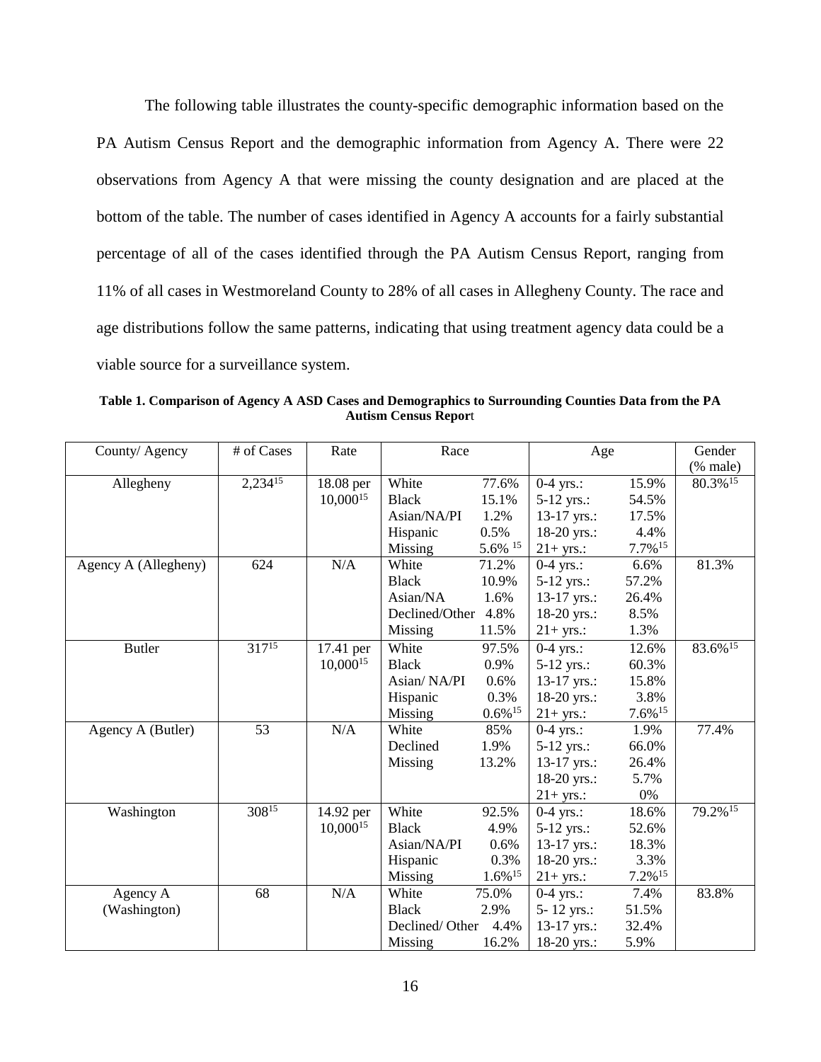The following table illustrates the county-specific demographic information based on the PA Autism Census Report and the demographic information from Agency A. There were 22 observations from Agency A that were missing the county designation and are placed at the bottom of the table. The number of cases identified in Agency A accounts for a fairly substantial percentage of all of the cases identified through the PA Autism Census Report, ranging from 11% of all cases in Westmoreland County to 28% of all cases in Allegheny County. The race and age distributions follow the same patterns, indicating that using treatment agency data could be a viable source for a surveillance system.

**Table 1. Comparison of Agency A ASD Cases and Demographics to Surrounding Counties Data from the PA Autism Census Report**

| County/ Agency | # of Cases | Rate | Race | | Age | | Gender (% male) |
|---|---|---|---|---|---|---|---|
| Allegheny | 2,234[15] | 18.08 per 10,000[15] | White | 77.6% | 0-4 yrs.: | 15.9% | 80.3%[15] |
| | | | Black | 15.1% | 5-12 yrs.: | 54.5% | |
| | | | Asian/NA/PI | 1.2% | 13-17 yrs.: | 17.5% | |
| | | | Hispanic | 0.5% | 18-20 yrs.: | 4.4% | |
| | | | Missing | 5.6% [15] | 21+ yrs.: | 7.7%[15] | |
| Agency A (Allegheny) | 624 | N/A | White | 71.2% | 0-4 yrs.: | 6.6% | 81.3% |
| | | | Black | 10.9% | 5-12 yrs.: | 57.2% | |
| | | | Asian/NA | 1.6% | 13-17 yrs.: | 26.4% | |
| | | | Declined/Other | 4.8% | 18-20 yrs.: | 8.5% | |
| | | | Missing | 11.5% | 21+ yrs.: | 1.3% | |
| Butler | 317[15] | 17.41 per 10,000[15] | White | 97.5% | 0-4 yrs.: | 12.6% | 83.6%[15] |
| | | | Black | 0.9% | 5-12 yrs.: | 60.3% | |
| | | | Asian/ NA/PI | 0.6% | 13-17 yrs.: | 15.8% | |
| | | | Hispanic | 0.3% | 18-20 yrs.: | 3.8% | |
| | | | Missing | 0.6%[15] | 21+ yrs.: | 7.6%[15] | |
| Agency A (Butler) | 53 | N/A | White | 85% | 0-4 yrs.: | 1.9% | 77.4% |
| | | | Declined | 1.9% | 5-12 yrs.: | 66.0% | |
| | | | Missing | 13.2% | 13-17 yrs.: | 26.4% | |
| | | | | | 18-20 yrs.: | 5.7% | |
| | | | | | 21+ yrs.: | 0% | |
| Washington | 308[15] | 14.92 per 10,000[15] | White | 92.5% | 0-4 yrs.: | 18.6% | 79.2%[15] |
| | | | Black | 4.9% | 5-12 yrs.: | 52.6% | |
| | | | Asian/NA/PI | 0.6% | 13-17 yrs.: | 18.3% | |
| | | | Hispanic | 0.3% | 18-20 yrs.: | 3.3% | |
| | | | Missing | 1.6%[15] | 21+ yrs.: | 7.2%[15] | |
| Agency A (Washington) | 68 | N/A | White | 75.0% | 0-4 yrs.: | 7.4% | 83.8% |
| | | | Black | 2.9% | 5- 12 yrs.: | 51.5% | |
| | | | Declined/ Other | 4.4% | 13-17 yrs.: | 32.4% | |
| | | | Missing | 16.2% | 18-20 yrs.: | 5.9% | |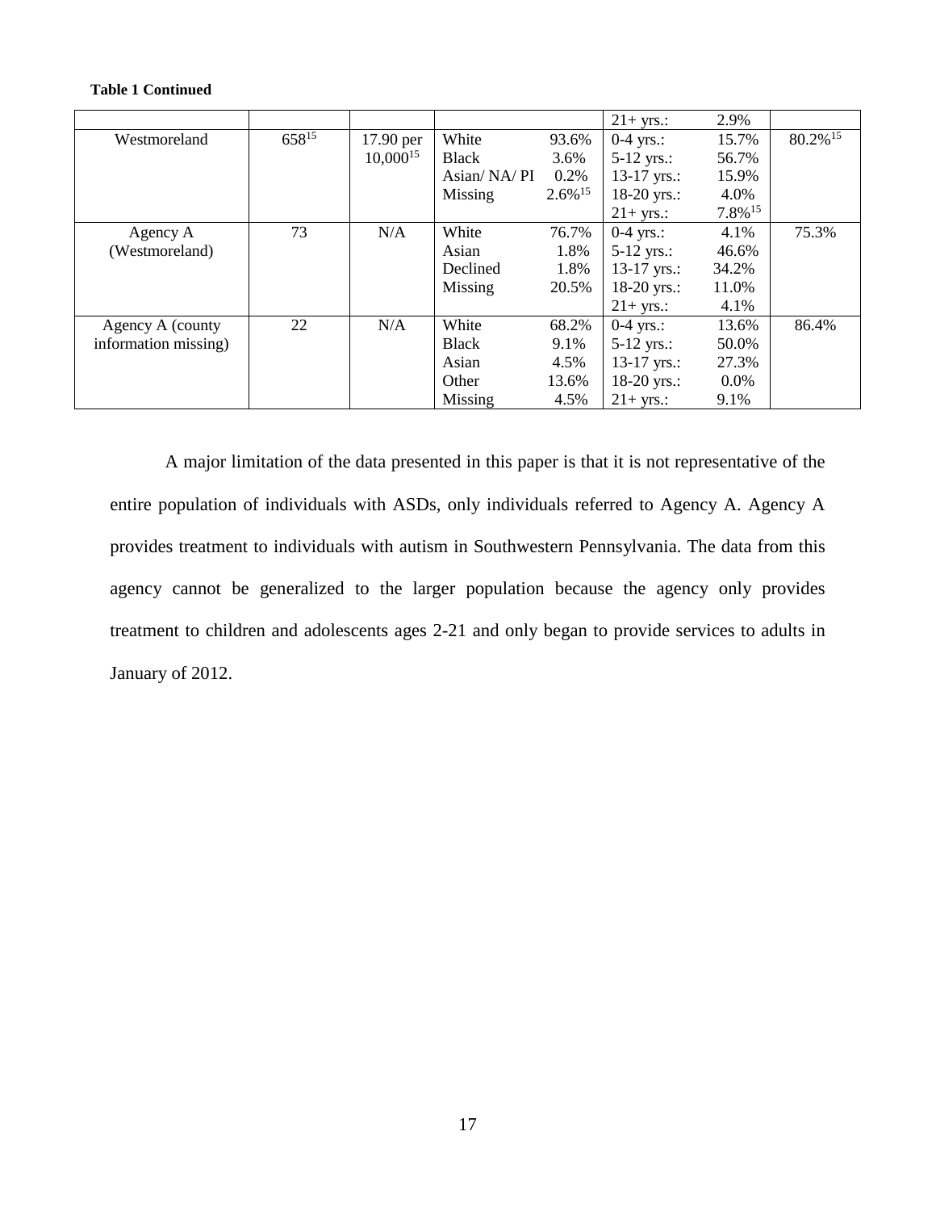**Table 1 Continued**

| | | | | | | | | |
|---|---|---|---|---|---|---|---|---|
| | | | | | 21+ yrs.: | 2.9% | |
| Westmoreland | 658[15] | 17.90 per 10,000[15] | White<br>Black<br>Asian/ NA/ PI<br>Missing | 93.6%<br>3.6%<br>0.2%<br>2.6%[15] | 0-4 yrs.:<br>5-12 yrs.:<br>13-17 yrs.:<br>18-20 yrs.:<br>21+ yrs.: | 15.7%<br>56.7%<br>15.9%<br>4.0%<br>7.8%[15] | 80.2%[15] |
| Agency A (Westmoreland) | 73 | N/A | White<br>Asian<br>Declined<br>Missing | 76.7%<br>1.8%<br>1.8%<br>20.5% | 0-4 yrs.:<br>5-12 yrs.:<br>13-17 yrs.:<br>18-20 yrs.:<br>21+ yrs.: | 4.1%<br>46.6%<br>34.2%<br>11.0%<br>4.1% | 75.3% |
| Agency A (county information missing) | 22 | N/A | White<br>Black<br>Asian<br>Other<br>Missing | 68.2%<br>9.1%<br>4.5%<br>13.6%<br>4.5% | 0-4 yrs.:<br>5-12 yrs.:<br>13-17 yrs.:<br>18-20 yrs.:<br>21+ yrs.: | 13.6%<br>50.0%<br>27.3%<br>0.0%<br>9.1% | 86.4% |

A major limitation of the data presented in this paper is that it is not representative of the entire population of individuals with ASDs, only individuals referred to Agency A. Agency A provides treatment to individuals with autism in Southwestern Pennsylvania. The data from this agency cannot be generalized to the larger population because the agency only provides treatment to children and adolescents ages 2-21 and only began to provide services to adults in January of 2012.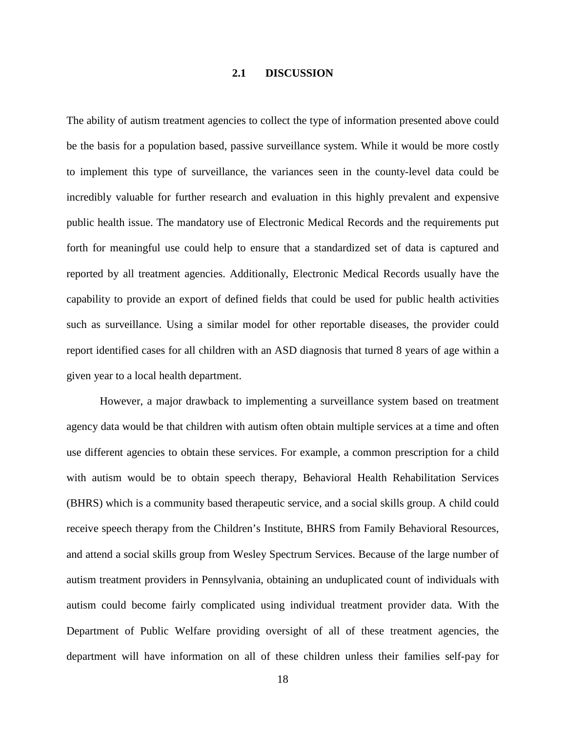## 2.1 DISCUSSION

The ability of autism treatment agencies to collect the type of information presented above could be the basis for a population based, passive surveillance system. While it would be more costly to implement this type of surveillance, the variances seen in the county-level data could be incredibly valuable for further research and evaluation in this highly prevalent and expensive public health issue. The mandatory use of Electronic Medical Records and the requirements put forth for meaningful use could help to ensure that a standardized set of data is captured and reported by all treatment agencies. Additionally, Electronic Medical Records usually have the capability to provide an export of defined fields that could be used for public health activities such as surveillance. Using a similar model for other reportable diseases, the provider could report identified cases for all children with an ASD diagnosis that turned 8 years of age within a given year to a local health department.

However, a major drawback to implementing a surveillance system based on treatment agency data would be that children with autism often obtain multiple services at a time and often use different agencies to obtain these services. For example, a common prescription for a child with autism would be to obtain speech therapy, Behavioral Health Rehabilitation Services (BHRS) which is a community based therapeutic service, and a social skills group. A child could receive speech therapy from the Children's Institute, BHRS from Family Behavioral Resources, and attend a social skills group from Wesley Spectrum Services. Because of the large number of autism treatment providers in Pennsylvania, obtaining an unduplicated count of individuals with autism could become fairly complicated using individual treatment provider data. With the Department of Public Welfare providing oversight of all of these treatment agencies, the department will have information on all of these children unless their families self-pay for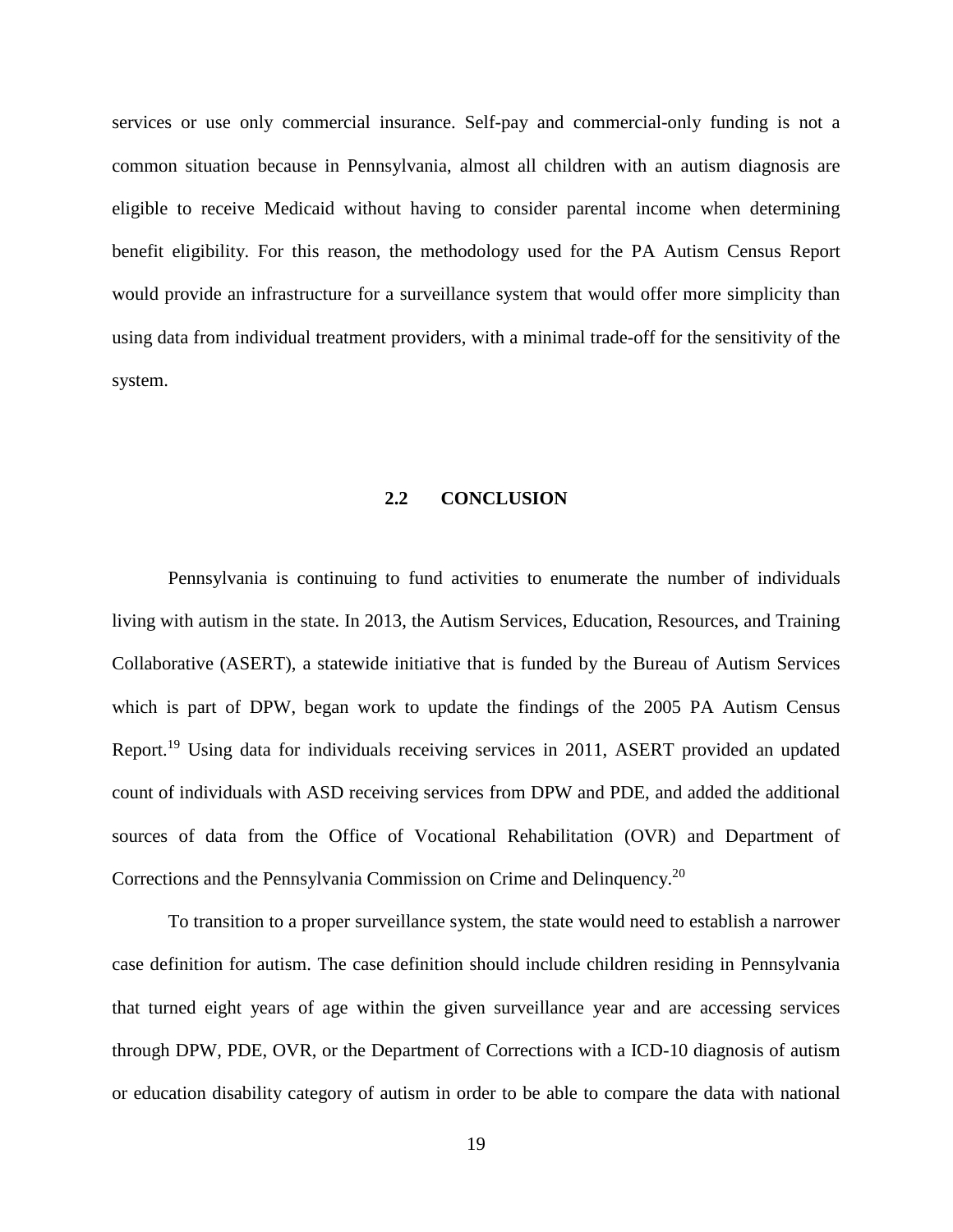services or use only commercial insurance. Self-pay and commercial-only funding is not a common situation because in Pennsylvania, almost all children with an autism diagnosis are eligible to receive Medicaid without having to consider parental income when determining benefit eligibility. For this reason, the methodology used for the PA Autism Census Report would provide an infrastructure for a surveillance system that would offer more simplicity than using data from individual treatment providers, with a minimal trade-off for the sensitivity of the system.

## 2.2 CONCLUSION

Pennsylvania is continuing to fund activities to enumerate the number of individuals living with autism in the state. In 2013, the Autism Services, Education, Resources, and Training Collaborative (ASERT), a statewide initiative that is funded by the Bureau of Autism Services which is part of DPW, began work to update the findings of the 2005 PA Autism Census Report.[19] Using data for individuals receiving services in 2011, ASERT provided an updated count of individuals with ASD receiving services from DPW and PDE, and added the additional sources of data from the Office of Vocational Rehabilitation (OVR) and Department of Corrections and the Pennsylvania Commission on Crime and Delinquency.[20]

To transition to a proper surveillance system, the state would need to establish a narrower case definition for autism. The case definition should include children residing in Pennsylvania that turned eight years of age within the given surveillance year and are accessing services through DPW, PDE, OVR, or the Department of Corrections with a ICD-10 diagnosis of autism or education disability category of autism in order to be able to compare the data with national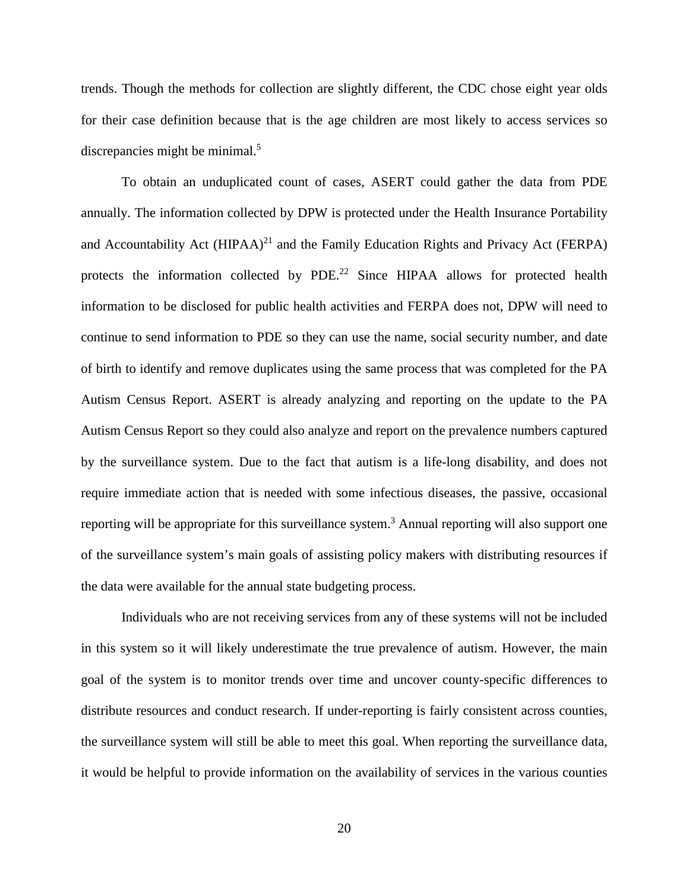trends. Though the methods for collection are slightly different, the CDC chose eight year olds for their case definition because that is the age children are most likely to access services so discrepancies might be minimal.[5]

To obtain an unduplicated count of cases, ASERT could gather the data from PDE annually. The information collected by DPW is protected under the Health Insurance Portability and Accountability Act (HIPAA)[21] and the Family Education Rights and Privacy Act (FERPA) protects the information collected by PDE.[22] Since HIPAA allows for protected health information to be disclosed for public health activities and FERPA does not, DPW will need to continue to send information to PDE so they can use the name, social security number, and date of birth to identify and remove duplicates using the same process that was completed for the PA Autism Census Report. ASERT is already analyzing and reporting on the update to the PA Autism Census Report so they could also analyze and report on the prevalence numbers captured by the surveillance system. Due to the fact that autism is a life-long disability, and does not require immediate action that is needed with some infectious diseases, the passive, occasional reporting will be appropriate for this surveillance system.[3] Annual reporting will also support one of the surveillance system's main goals of assisting policy makers with distributing resources if the data were available for the annual state budgeting process.

Individuals who are not receiving services from any of these systems will not be included in this system so it will likely underestimate the true prevalence of autism. However, the main goal of the system is to monitor trends over time and uncover county-specific differences to distribute resources and conduct research. If under-reporting is fairly consistent across counties, the surveillance system will still be able to meet this goal. When reporting the surveillance data, it would be helpful to provide information on the availability of services in the various counties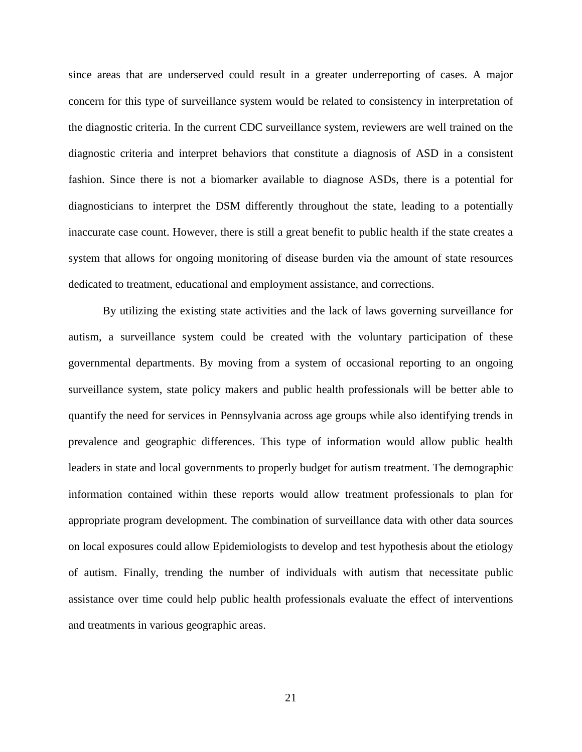since areas that are underserved could result in a greater underreporting of cases. A major concern for this type of surveillance system would be related to consistency in interpretation of the diagnostic criteria. In the current CDC surveillance system, reviewers are well trained on the diagnostic criteria and interpret behaviors that constitute a diagnosis of ASD in a consistent fashion. Since there is not a biomarker available to diagnose ASDs, there is a potential for diagnosticians to interpret the DSM differently throughout the state, leading to a potentially inaccurate case count. However, there is still a great benefit to public health if the state creates a system that allows for ongoing monitoring of disease burden via the amount of state resources dedicated to treatment, educational and employment assistance, and corrections.

By utilizing the existing state activities and the lack of laws governing surveillance for autism, a surveillance system could be created with the voluntary participation of these governmental departments. By moving from a system of occasional reporting to an ongoing surveillance system, state policy makers and public health professionals will be better able to quantify the need for services in Pennsylvania across age groups while also identifying trends in prevalence and geographic differences. This type of information would allow public health leaders in state and local governments to properly budget for autism treatment. The demographic information contained within these reports would allow treatment professionals to plan for appropriate program development. The combination of surveillance data with other data sources on local exposures could allow Epidemiologists to develop and test hypothesis about the etiology of autism. Finally, trending the number of individuals with autism that necessitate public assistance over time could help public health professionals evaluate the effect of interventions and treatments in various geographic areas.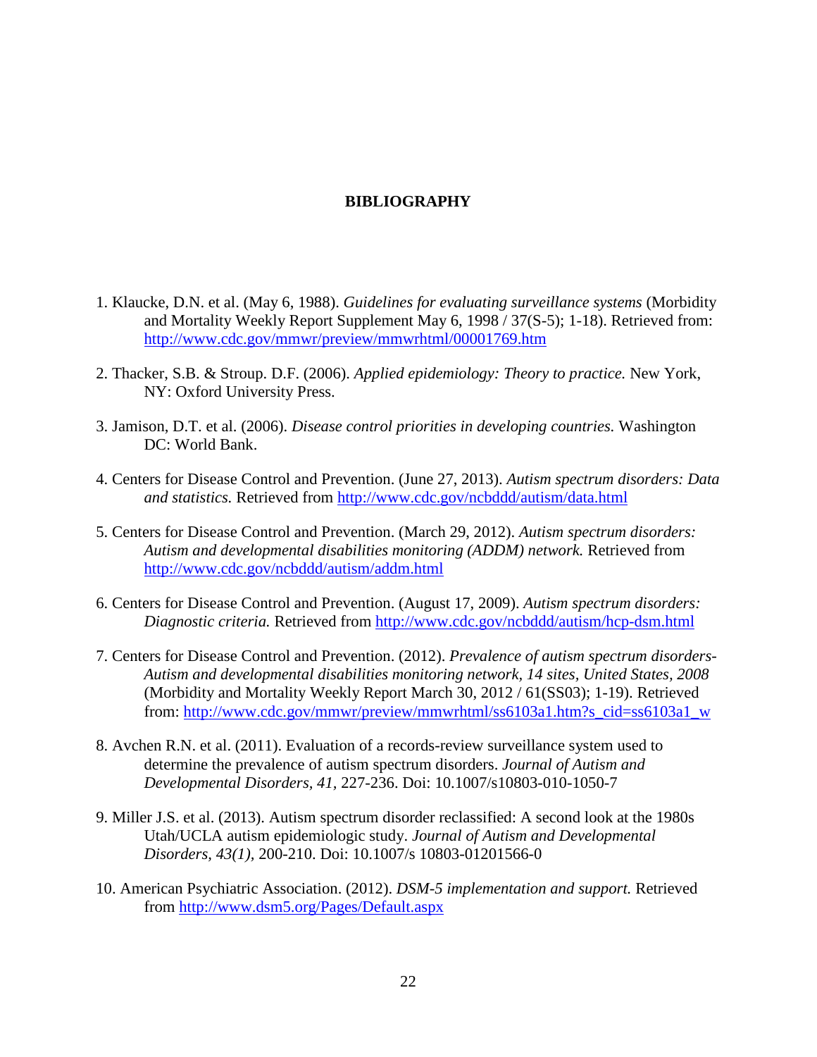# BIBLIOGRAPHY

1. Klaucke, D.N. et al. (May 6, 1988). *Guidelines for evaluating surveillance systems* (Morbidity and Mortality Weekly Report Supplement May 6, 1998 / 37(S-5); 1-18). Retrieved from: http://www.cdc.gov/mmwr/preview/mmwrhtml/00001769.htm

2. Thacker, S.B. & Stroup. D.F. (2006). *Applied epidemiology: Theory to practice.* New York, NY: Oxford University Press.

3. Jamison, D.T. et al. (2006). *Disease control priorities in developing countries.* Washington DC: World Bank.

4. Centers for Disease Control and Prevention. (June 27, 2013). *Autism spectrum disorders: Data and statistics.* Retrieved from http://www.cdc.gov/ncbddd/autism/data.html

5. Centers for Disease Control and Prevention. (March 29, 2012). *Autism spectrum disorders: Autism and developmental disabilities monitoring (ADDM) network.* Retrieved from http://www.cdc.gov/ncbddd/autism/addm.html

6. Centers for Disease Control and Prevention. (August 17, 2009). *Autism spectrum disorders: Diagnostic criteria.* Retrieved from http://www.cdc.gov/ncbddd/autism/hcp-dsm.html

7. Centers for Disease Control and Prevention. (2012). *Prevalence of autism spectrum disorders- Autism and developmental disabilities monitoring network, 14 sites, United States, 2008* (Morbidity and Mortality Weekly Report March 30, 2012 / 61(SS03); 1-19). Retrieved from: http://www.cdc.gov/mmwr/preview/mmwrhtml/ss6103a1.htm?s_cid=ss6103a1_w

8. Avchen R.N. et al. (2011). Evaluation of a records-review surveillance system used to determine the prevalence of autism spectrum disorders. *Journal of Autism and Developmental Disorders, 41,* 227-236. Doi: 10.1007/s10803-010-1050-7

9. Miller J.S. et al. (2013). Autism spectrum disorder reclassified: A second look at the 1980s Utah/UCLA autism epidemiologic study. *Journal of Autism and Developmental Disorders, 43(1),* 200-210. Doi: 10.1007/s 10803-01201566-0

10. American Psychiatric Association. (2012). *DSM-5 implementation and support.* Retrieved from http://www.dsm5.org/Pages/Default.aspx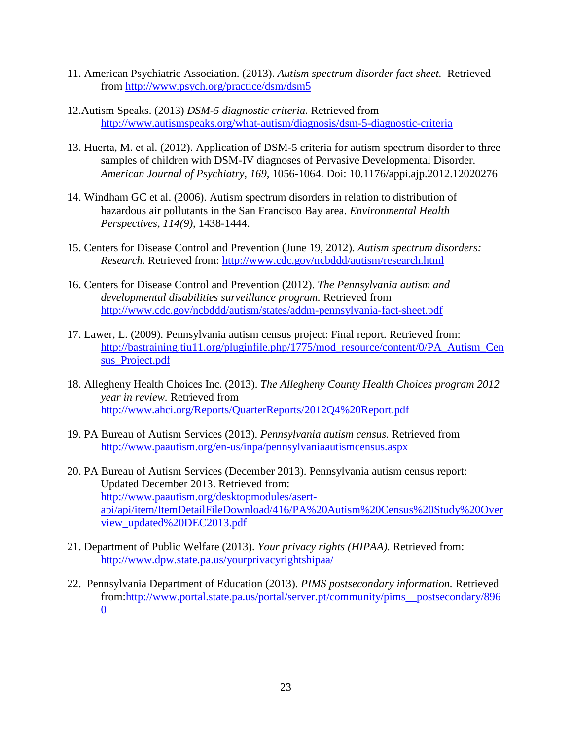11. American Psychiatric Association. (2013). *Autism spectrum disorder fact sheet.* Retrieved from http://www.psych.org/practice/dsm/dsm5

12.Autism Speaks. (2013) *DSM-5 diagnostic criteria.* Retrieved from http://www.autismspeaks.org/what-autism/diagnosis/dsm-5-diagnostic-criteria

13. Huerta, M. et al. (2012). Application of DSM-5 criteria for autism spectrum disorder to three samples of children with DSM-IV diagnoses of Pervasive Developmental Disorder. *American Journal of Psychiatry, 169,* 1056-1064. Doi: 10.1176/appi.ajp.2012.12020276

14. Windham GC et al. (2006). Autism spectrum disorders in relation to distribution of hazardous air pollutants in the San Francisco Bay area. *Environmental Health Perspectives, 114(9),* 1438-1444.

15. Centers for Disease Control and Prevention (June 19, 2012). *Autism spectrum disorders: Research.* Retrieved from: http://www.cdc.gov/ncbddd/autism/research.html

16. Centers for Disease Control and Prevention (2012). *The Pennsylvania autism and developmental disabilities surveillance program.* Retrieved from http://www.cdc.gov/ncbddd/autism/states/addm-pennsylvania-fact-sheet.pdf

17. Lawer, L. (2009). Pennsylvania autism census project: Final report. Retrieved from: http://bastraining.tiu11.org/pluginfile.php/1775/mod_resource/content/0/PA_Autism_Census_Project.pdf

18. Allegheny Health Choices Inc. (2013). *The Allegheny County Health Choices program 2012 year in review.* Retrieved from http://www.ahci.org/Reports/QuarterReports/2012Q4%20Report.pdf

19. PA Bureau of Autism Services (2013). *Pennsylvania autism census.* Retrieved from http://www.paautism.org/en-us/inpa/pennsylvaniaautismcensus.aspx

20. PA Bureau of Autism Services (December 2013). Pennsylvania autism census report: Updated December 2013. Retrieved from: http://www.paautism.org/desktopmodules/asert-api/api/item/ItemDetailFileDownload/416/PA%20Autism%20Census%20Study%20Overview_updated%20DEC2013.pdf

21. Department of Public Welfare (2013). *Your privacy rights (HIPAA).* Retrieved from: http://www.dpw.state.pa.us/yourprivacyrightshipaa/

22. Pennsylvania Department of Education (2013). *PIMS postsecondary information.* Retrieved from:http://www.portal.state.pa.us/portal/server.pt/community/pims__postsecondary/8960